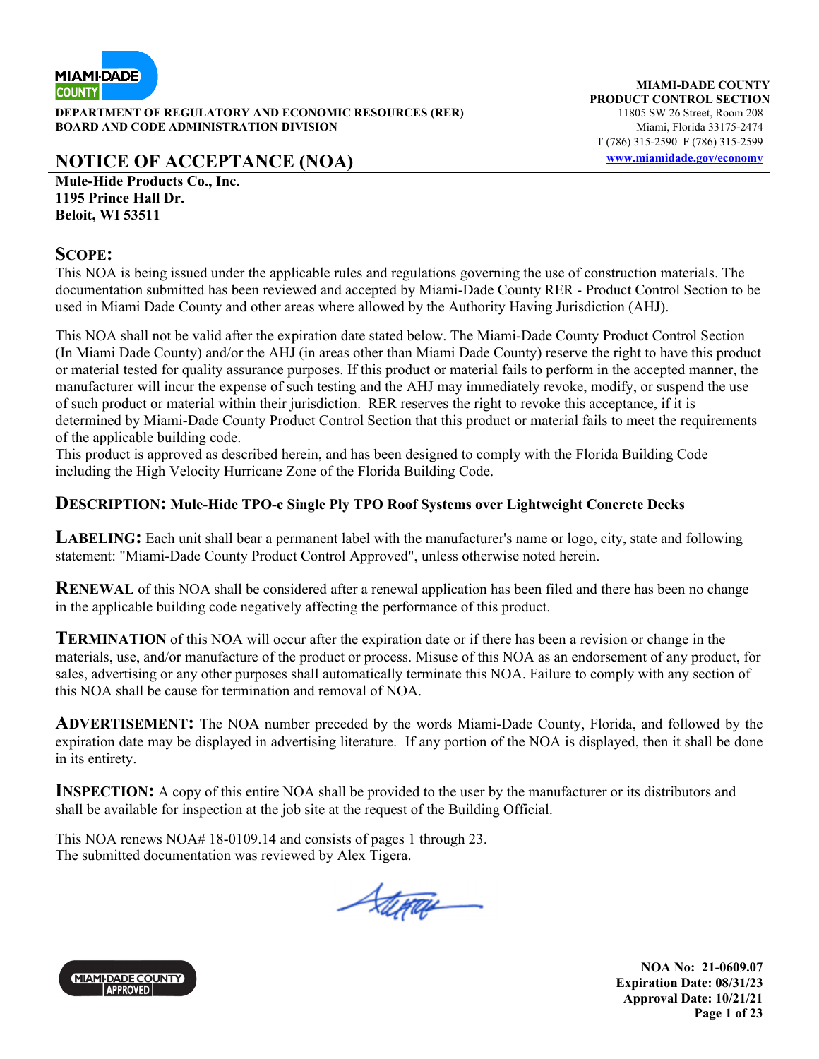**DEPARTMENT OF REGULATORY AND ECONOMIC RESOURCES (RER)**
**BOARD AND CODE ADMINISTRATION DIVISION**

**MIAMI-DADE COUNTY**
**PRODUCT CONTROL SECTION**
11805 SW 26 Street, Room 208
Miami, Florida 33175-2474
T (786) 315-2590 F (786) 315-2599
www.miamidade.gov/economy

# NOTICE OF ACCEPTANCE (NOA)

**Mule-Hide Products Co., Inc.**
**1195 Prince Hall Dr.**
**Beloit, WI 53511**

## SCOPE:

This NOA is being issued under the applicable rules and regulations governing the use of construction materials. The documentation submitted has been reviewed and accepted by Miami-Dade County RER - Product Control Section to be used in Miami Dade County and other areas where allowed by the Authority Having Jurisdiction (AHJ).

This NOA shall not be valid after the expiration date stated below. The Miami-Dade County Product Control Section (In Miami Dade County) and/or the AHJ (in areas other than Miami Dade County) reserve the right to have this product or material tested for quality assurance purposes. If this product or material fails to perform in the accepted manner, the manufacturer will incur the expense of such testing and the AHJ may immediately revoke, modify, or suspend the use of such product or material within their jurisdiction. RER reserves the right to revoke this acceptance, if it is determined by Miami-Dade County Product Control Section that this product or material fails to meet the requirements of the applicable building code.
This product is approved as described herein, and has been designed to comply with the Florida Building Code including the High Velocity Hurricane Zone of the Florida Building Code.

**DESCRIPTION: Mule-Hide TPO-c Single Ply TPO Roof Systems over Lightweight Concrete Decks**

**LABELING:** Each unit shall bear a permanent label with the manufacturer's name or logo, city, state and following statement: "Miami-Dade County Product Control Approved", unless otherwise noted herein.

**RENEWAL** of this NOA shall be considered after a renewal application has been filed and there has been no change in the applicable building code negatively affecting the performance of this product.

**TERMINATION** of this NOA will occur after the expiration date or if there has been a revision or change in the materials, use, and/or manufacture of the product or process. Misuse of this NOA as an endorsement of any product, for sales, advertising or any other purposes shall automatically terminate this NOA. Failure to comply with any section of this NOA shall be cause for termination and removal of NOA.

**ADVERTISEMENT:** The NOA number preceded by the words Miami-Dade County, Florida, and followed by the expiration date may be displayed in advertising literature. If any portion of the NOA is displayed, then it shall be done in its entirety.

**INSPECTION:** A copy of this entire NOA shall be provided to the user by the manufacturer or its distributors and shall be available for inspection at the job site at the request of the Building Official.

This NOA renews NOA# 18-0109.14 and consists of pages 1 through 23.
The submitted documentation was reviewed by Alex Tigera.

**NOA No: 21-0609.07**
**Expiration Date: 08/31/23**
**Approval Date: 10/21/21**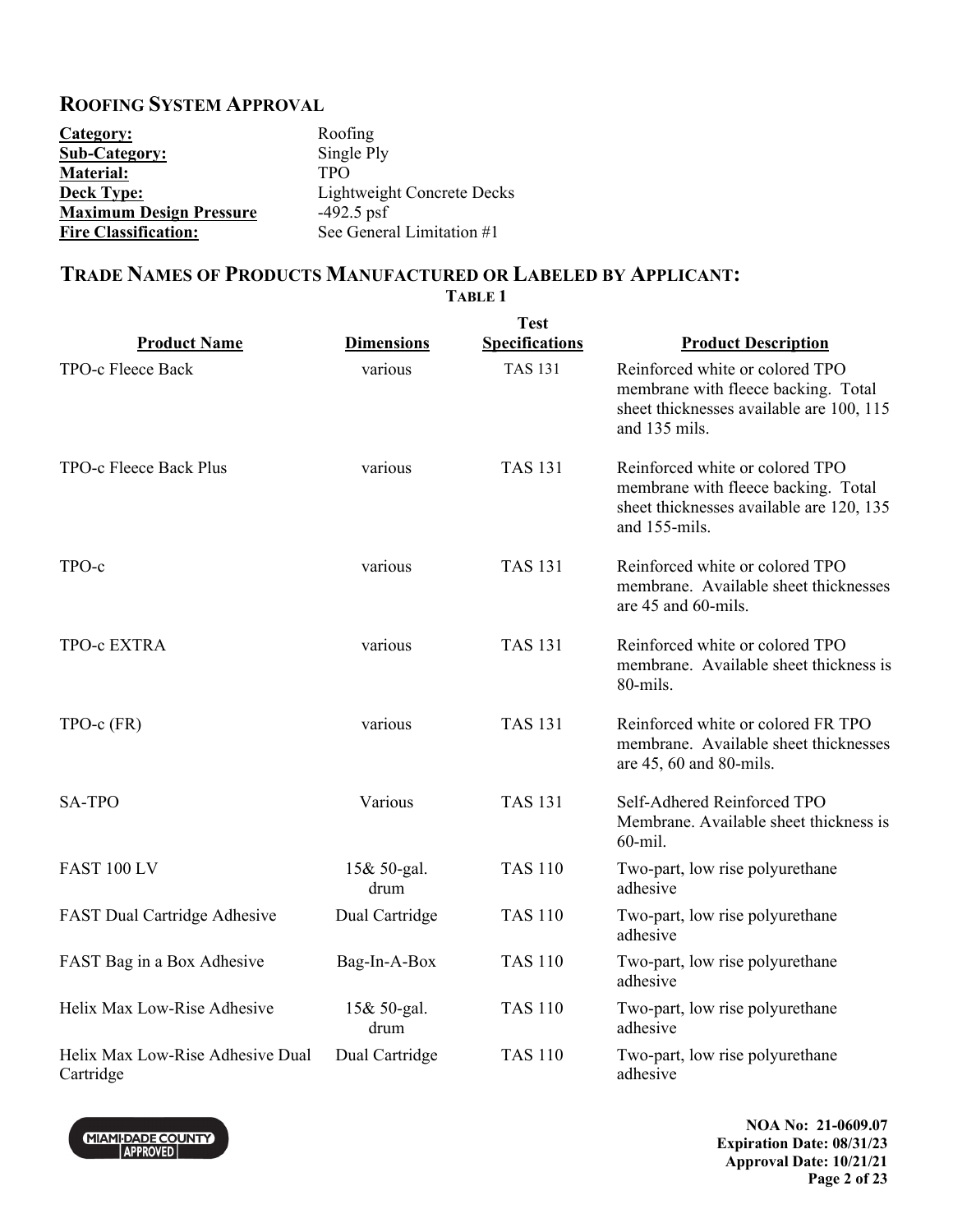## ROOFING SYSTEM APPROVAL

| | |
|---|---|
| **Category:** | Roofing |
| **Sub-Category:** | Single Ply |
| **Material:** | TPO |
| **Deck Type:** | Lightweight Concrete Decks |
| **Maximum Design Pressure** | -492.5 psf |
| **Fire Classification:** | See General Limitation #1 |

## TRADE NAMES OF PRODUCTS MANUFACTURED OR LABELED BY APPLICANT:

**TABLE 1**

| Product Name | Dimensions | Test Specifications | Product Description |
|---|---|---|---|
| TPO-c Fleece Back | various | TAS 131 | Reinforced white or colored TPO membrane with fleece backing. Total sheet thicknesses available are 100, 115 and 135 mils. |
| TPO-c Fleece Back Plus | various | TAS 131 | Reinforced white or colored TPO membrane with fleece backing. Total sheet thicknesses available are 120, 135 and 155-mils. |
| TPO-c | various | TAS 131 | Reinforced white or colored TPO membrane. Available sheet thicknesses are 45 and 60-mils. |
| TPO-c EXTRA | various | TAS 131 | Reinforced white or colored TPO membrane. Available sheet thickness is 80-mils. |
| TPO-c (FR) | various | TAS 131 | Reinforced white or colored FR TPO membrane. Available sheet thicknesses are 45, 60 and 80-mils. |
| SA-TPO | Various | TAS 131 | Self-Adhered Reinforced TPO Membrane. Available sheet thickness is 60-mil. |
| FAST 100 LV | 15& 50-gal. drum | TAS 110 | Two-part, low rise polyurethane adhesive |
| FAST Dual Cartridge Adhesive | Dual Cartridge | TAS 110 | Two-part, low rise polyurethane adhesive |
| FAST Bag in a Box Adhesive | Bag-In-A-Box | TAS 110 | Two-part, low rise polyurethane adhesive |
| Helix Max Low-Rise Adhesive | 15& 50-gal. drum | TAS 110 | Two-part, low rise polyurethane adhesive |
| Helix Max Low-Rise Adhesive Dual Cartridge | Dual Cartridge | TAS 110 | Two-part, low rise polyurethane adhesive |

NOA No: 21-0609.07
Expiration Date: 08/31/23
Approval Date: 10/21/21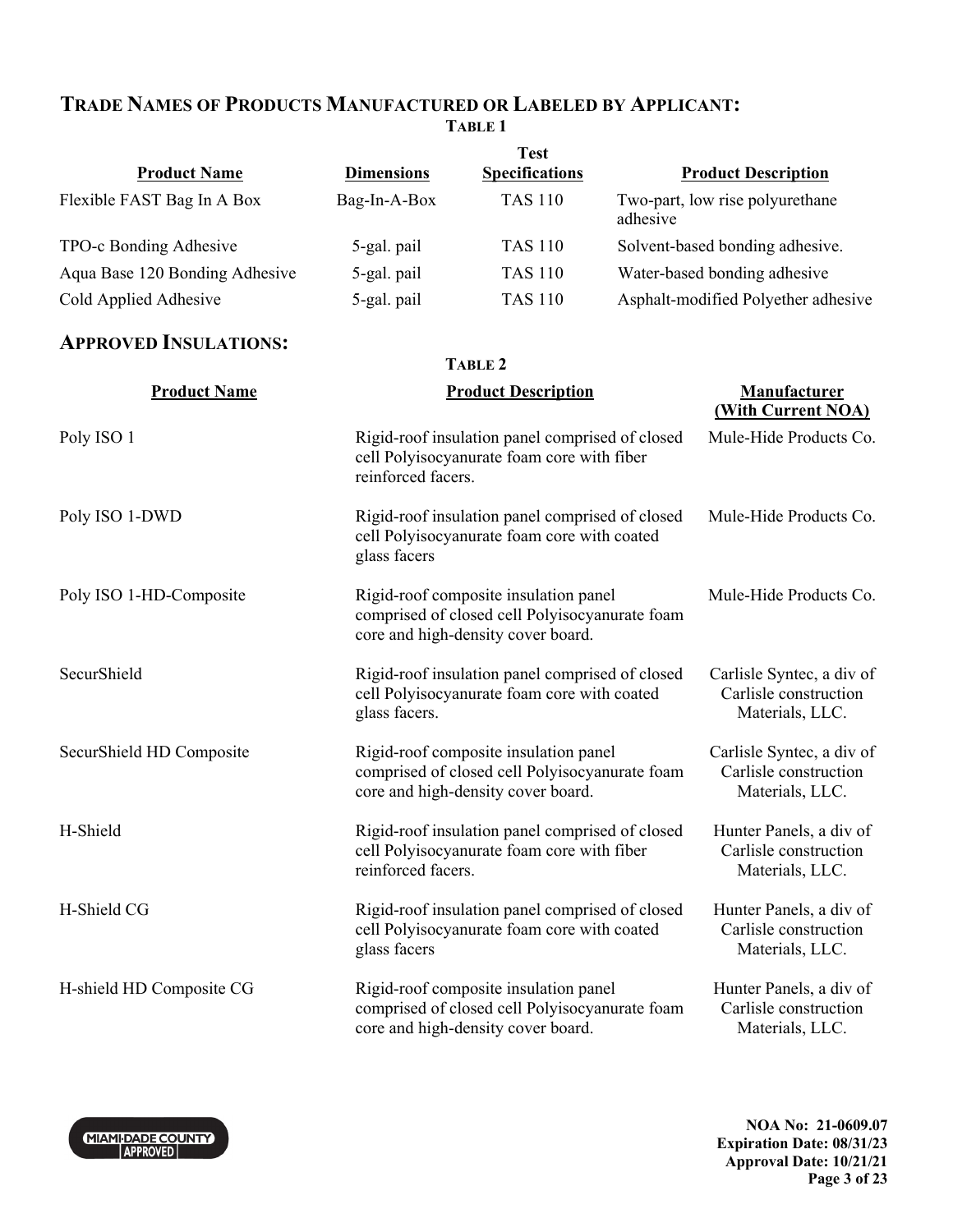## TRADE NAMES OF PRODUCTS MANUFACTURED OR LABELED BY APPLICANT:

**TABLE 1**

| Product Name | Dimensions | Test Specifications | Product Description |
|---|---|---|---|
| Flexible FAST Bag In A Box | Bag-In-A-Box | TAS 110 | Two-part, low rise polyurethane adhesive |
| TPO-c Bonding Adhesive | 5-gal. pail | TAS 110 | Solvent-based bonding adhesive. |
| Aqua Base 120 Bonding Adhesive | 5-gal. pail | TAS 110 | Water-based bonding adhesive |
| Cold Applied Adhesive | 5-gal. pail | TAS 110 | Asphalt-modified Polyether adhesive |

## APPROVED INSULATIONS:

**TABLE 2**

| Product Name | Product Description | Manufacturer (With Current NOA) |
|---|---|---|
| Poly ISO 1 | Rigid-roof insulation panel comprised of closed cell Polyisocyanurate foam core with fiber reinforced facers. | Mule-Hide Products Co. |
| Poly ISO 1-DWD | Rigid-roof insulation panel comprised of closed cell Polyisocyanurate foam core with coated glass facers | Mule-Hide Products Co. |
| Poly ISO 1-HD-Composite | Rigid-roof composite insulation panel comprised of closed cell Polyisocyanurate foam core and high-density cover board. | Mule-Hide Products Co. |
| SecurShield | Rigid-roof insulation panel comprised of closed cell Polyisocyanurate foam core with coated glass facers. | Carlisle Syntec, a div of Carlisle construction Materials, LLC. |
| SecurShield HD Composite | Rigid-roof composite insulation panel comprised of closed cell Polyisocyanurate foam core and high-density cover board. | Carlisle Syntec, a div of Carlisle construction Materials, LLC. |
| H-Shield | Rigid-roof insulation panel comprised of closed cell Polyisocyanurate foam core with fiber reinforced facers. | Hunter Panels, a div of Carlisle construction Materials, LLC. |
| H-Shield CG | Rigid-roof insulation panel comprised of closed cell Polyisocyanurate foam core with coated glass facers | Hunter Panels, a div of Carlisle construction Materials, LLC. |
| H-shield HD Composite CG | Rigid-roof composite insulation panel comprised of closed cell Polyisocyanurate foam core and high-density cover board. | Hunter Panels, a div of Carlisle construction Materials, LLC. |

**NOA No: 21-0609.07**
**Expiration Date: 08/31/23**
**Approval Date: 10/21/21**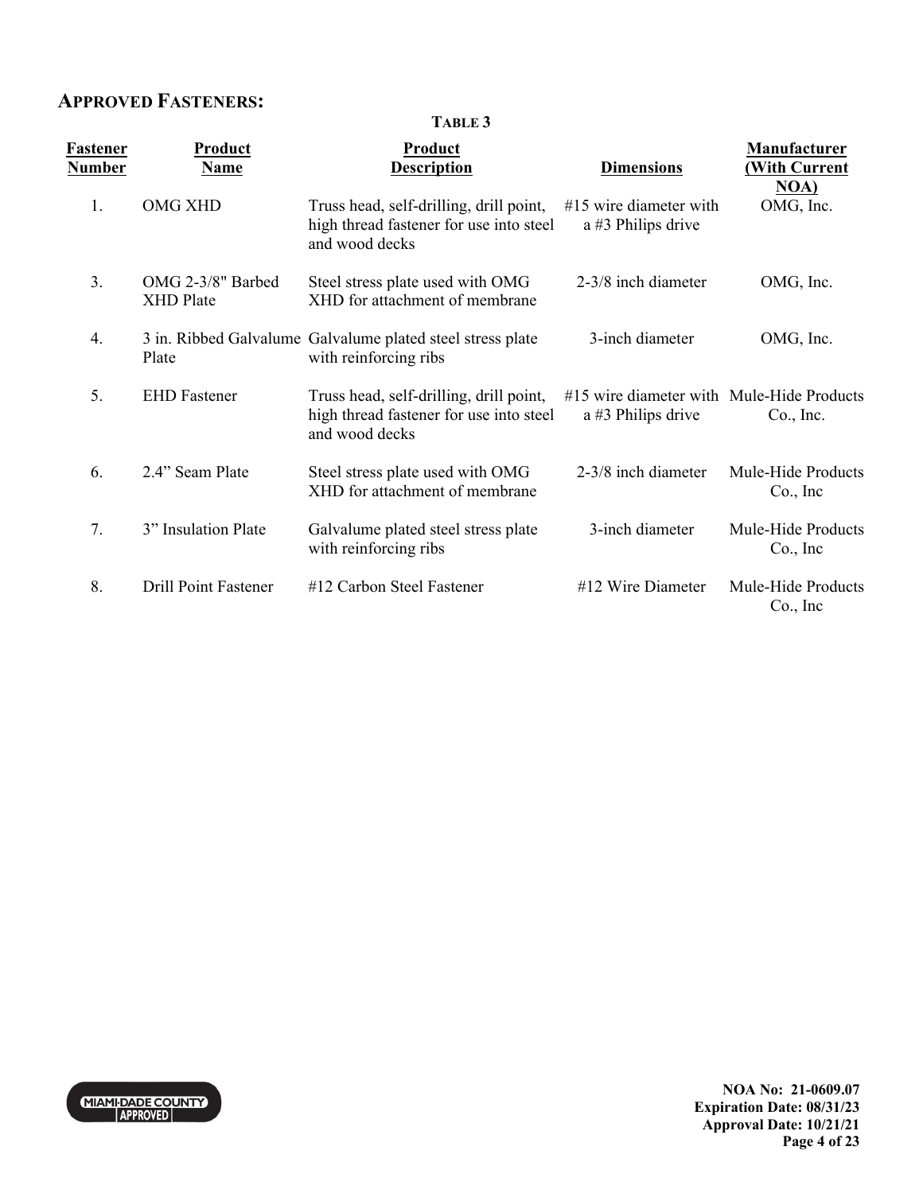## APPROVED FASTENERS:

**TABLE 3**

| Fastener Number | Product Name | Product Description | Dimensions | Manufacturer (With Current NOA) |
|---|---|---|---|---|
| 1. | OMG XHD | Truss head, self-drilling, drill point, high thread fastener for use into steel and wood decks | #15 wire diameter with a #3 Philips drive | OMG, Inc. |
| 3. | OMG 2-3/8" Barbed XHD Plate | Steel stress plate used with OMG XHD for attachment of membrane | 2-3/8 inch diameter | OMG, Inc. |
| 4. | 3 in. Ribbed Galvalume Plate | Galvalume plated steel stress plate with reinforcing ribs | 3-inch diameter | OMG, Inc. |
| 5. | EHD Fastener | Truss head, self-drilling, drill point, high thread fastener for use into steel and wood decks | #15 wire diameter with a #3 Philips drive | Mule-Hide Products Co., Inc. |
| 6. | 2.4" Seam Plate | Steel stress plate used with OMG XHD for attachment of membrane | 2-3/8 inch diameter | Mule-Hide Products Co., Inc |
| 7. | 3" Insulation Plate | Galvalume plated steel stress plate with reinforcing ribs | 3-inch diameter | Mule-Hide Products Co., Inc |
| 8. | Drill Point Fastener | #12 Carbon Steel Fastener | #12 Wire Diameter | Mule-Hide Products Co., Inc |

NOA No: 21-0609.07
Expiration Date: 08/31/23
Approval Date: 10/21/21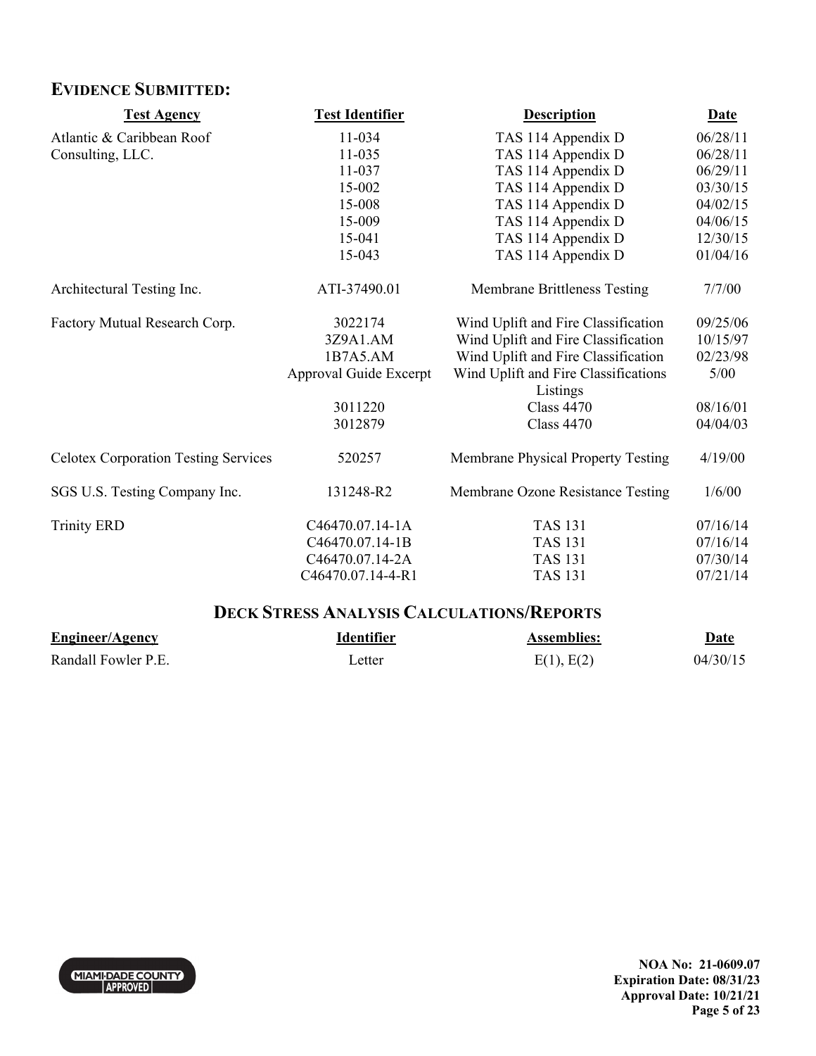## EVIDENCE SUBMITTED:

| Test Agency | Test Identifier | Description | Date |
|---|---|---|---|
| Atlantic & Caribbean Roof Consulting, LLC. | 11-034 | TAS 114 Appendix D | 06/28/11 |
| | 11-035 | TAS 114 Appendix D | 06/28/11 |
| | 11-037 | TAS 114 Appendix D | 06/29/11 |
| | 15-002 | TAS 114 Appendix D | 03/30/15 |
| | 15-008 | TAS 114 Appendix D | 04/02/15 |
| | 15-009 | TAS 114 Appendix D | 04/06/15 |
| | 15-041 | TAS 114 Appendix D | 12/30/15 |
| | 15-043 | TAS 114 Appendix D | 01/04/16 |
| Architectural Testing Inc. | ATI-37490.01 | Membrane Brittleness Testing | 7/7/00 |
| Factory Mutual Research Corp. | 3022174 | Wind Uplift and Fire Classification | 09/25/06 |
| | 3Z9A1.AM | Wind Uplift and Fire Classification | 10/15/97 |
| | 1B7A5.AM | Wind Uplift and Fire Classification | 02/23/98 |
| | Approval Guide Excerpt | Wind Uplift and Fire Classifications Listings | 5/00 |
| | 3011220 | Class 4470 | 08/16/01 |
| | 3012879 | Class 4470 | 04/04/03 |
| Celotex Corporation Testing Services | 520257 | Membrane Physical Property Testing | 4/19/00 |
| SGS U.S. Testing Company Inc. | 131248-R2 | Membrane Ozone Resistance Testing | 1/6/00 |
| Trinity ERD | C46470.07.14-1A | TAS 131 | 07/16/14 |
| | C46470.07.14-1B | TAS 131 | 07/16/14 |
| | C46470.07.14-2A | TAS 131 | 07/30/14 |
| | C46470.07.14-4-R1 | TAS 131 | 07/21/14 |

## DECK STRESS ANALYSIS CALCULATIONS/REPORTS

| Engineer/Agency | Identifier | Assemblies: | Date |
|---|---|---|---|
| Randall Fowler P.E. | Letter | E(1), E(2) | 04/30/15 |

NOA No: 21-0609.07
Expiration Date: 08/31/23
Approval Date: 10/21/21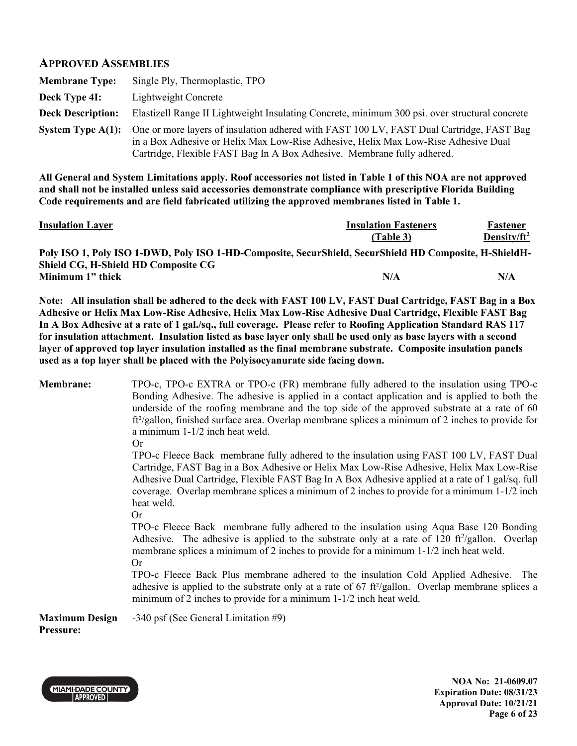## APPROVED ASSEMBLIES

**Membrane Type:** Single Ply, Thermoplastic, TPO

**Deck Type 4I:** Lightweight Concrete

**Deck Description:** Elastizell Range II Lightweight Insulating Concrete, minimum 300 psi. over structural concrete

**System Type A(1):** One or more layers of insulation adhered with FAST 100 LV, FAST Dual Cartridge, FAST Bag in a Box Adhesive or Helix Max Low-Rise Adhesive, Helix Max Low-Rise Adhesive Dual Cartridge, Flexible FAST Bag In A Box Adhesive. Membrane fully adhered.

**All General and System Limitations apply. Roof accessories not listed in Table 1 of this NOA are not approved and shall not be installed unless said accessories demonstrate compliance with prescriptive Florida Building Code requirements and are field fabricated utilizing the approved membranes listed in Table 1.**

| Insulation Layer | Insulation Fasteners (Table 3) | Fastener Density/ft$^2$ |
|---|---|---|
| **Poly ISO 1, Poly ISO 1-DWD, Poly ISO 1-HD-Composite, SecurShield, SecurShield HD Composite, H-ShieldH-Shield CG, H-Shield HD Composite CG** | | |
| **Minimum 1" thick** | **N/A** | **N/A** |

**Note: All insulation shall be adhered to the deck with FAST 100 LV, FAST Dual Cartridge, FAST Bag in a Box Adhesive or Helix Max Low-Rise Adhesive, Helix Max Low-Rise Adhesive Dual Cartridge, Flexible FAST Bag In A Box Adhesive at a rate of 1 gal./sq., full coverage. Please refer to Roofing Application Standard RAS 117 for insulation attachment. Insulation listed as base layer only shall be used only as base layers with a second layer of approved top layer insulation installed as the final membrane substrate. Composite insulation panels used as a top layer shall be placed with the Polyisocyanurate side facing down.**

**Membrane:** TPO-c, TPO-c EXTRA or TPO-c (FR) membrane fully adhered to the insulation using TPO-c Bonding Adhesive. The adhesive is applied in a contact application and is applied to both the underside of the roofing membrane and the top side of the approved substrate at a rate of 60 ft²/gallon, finished surface area. Overlap membrane splices a minimum of 2 inches to provide for a minimum 1-1/2 inch heat weld.

Or

TPO-c Fleece Back membrane fully adhered to the insulation using FAST 100 LV, FAST Dual Cartridge, FAST Bag in a Box Adhesive or Helix Max Low-Rise Adhesive, Helix Max Low-Rise Adhesive Dual Cartridge, Flexible FAST Bag In A Box Adhesive applied at a rate of 1 gal/sq. full coverage. Overlap membrane splices a minimum of 2 inches to provide for a minimum 1-1/2 inch heat weld.

Or

TPO-c Fleece Back membrane fully adhered to the insulation using Aqua Base 120 Bonding Adhesive. The adhesive is applied to the substrate only at a rate of 120 ft$^2$/gallon. Overlap membrane splices a minimum of 2 inches to provide for a minimum 1-1/2 inch heat weld.

Or

TPO-c Fleece Back Plus membrane adhered to the insulation Cold Applied Adhesive. The adhesive is applied to the substrate only at a rate of 67 ft²/gallon. Overlap membrane splices a minimum of 2 inches to provide for a minimum 1-1/2 inch heat weld.

**Maximum Design Pressure:** -340 psf (See General Limitation #9)

**NOA No: 21-0609.07**
**Expiration Date: 08/31/23**
**Approval Date: 10/21/21**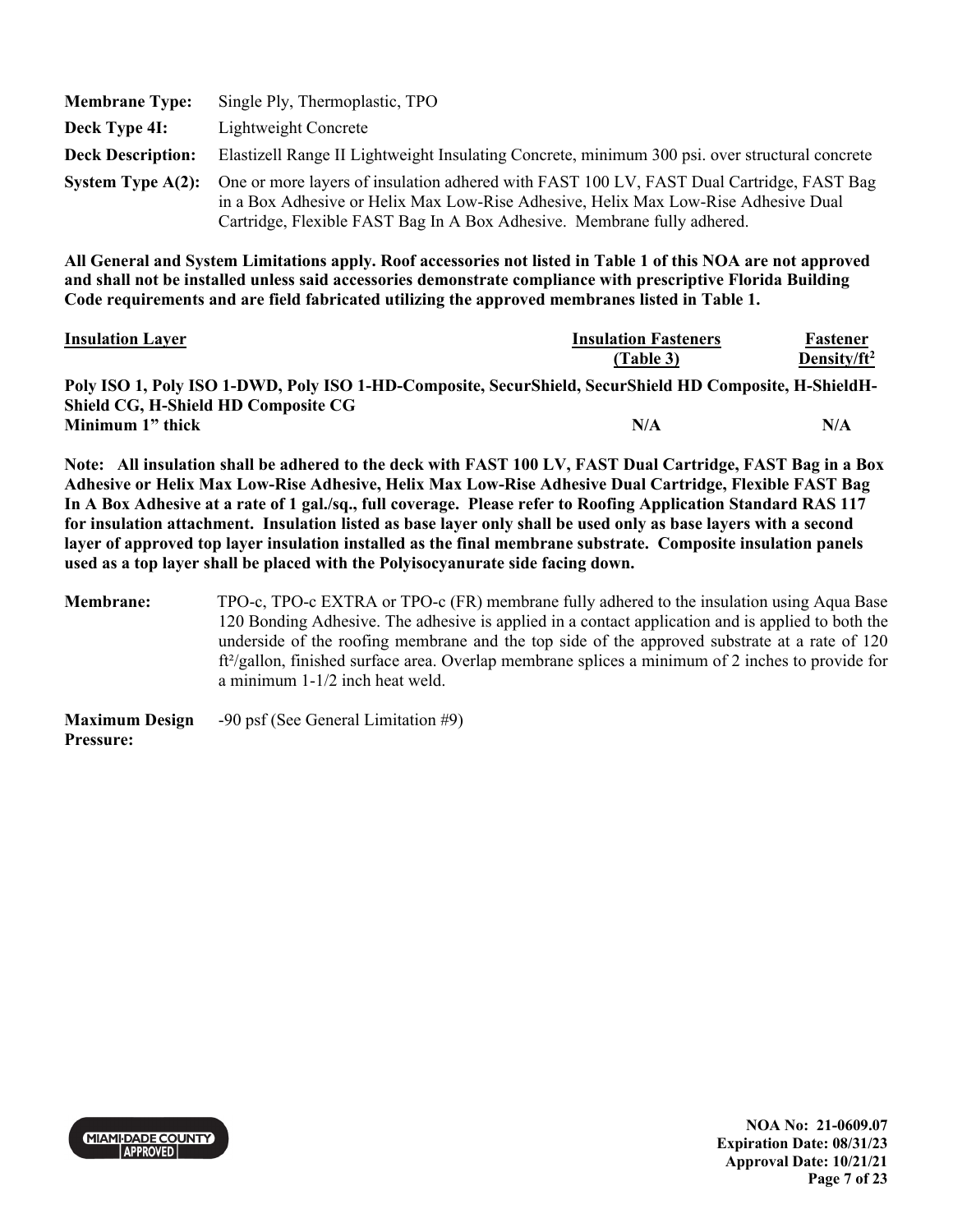**Membrane Type:** Single Ply, Thermoplastic, TPO

**Deck Type 4I:** Lightweight Concrete

**Deck Description:** Elastizell Range II Lightweight Insulating Concrete, minimum 300 psi. over structural concrete

**System Type A(2):** One or more layers of insulation adhered with FAST 100 LV, FAST Dual Cartridge, FAST Bag in a Box Adhesive or Helix Max Low-Rise Adhesive, Helix Max Low-Rise Adhesive Dual Cartridge, Flexible FAST Bag In A Box Adhesive. Membrane fully adhered.

**All General and System Limitations apply. Roof accessories not listed in Table 1 of this NOA are not approved and shall not be installed unless said accessories demonstrate compliance with prescriptive Florida Building Code requirements and are field fabricated utilizing the approved membranes listed in Table 1.**

| Insulation Layer | Insulation Fasteners (Table 3) | Fastener Density/ft² |
|---|---|---|
| **Poly ISO 1, Poly ISO 1-DWD, Poly ISO 1-HD-Composite, SecurShield, SecurShield HD Composite, H-ShieldH-Shield CG, H-Shield HD Composite CG** | | |
| **Minimum 1" thick** | **N/A** | **N/A** |

**Note: All insulation shall be adhered to the deck with FAST 100 LV, FAST Dual Cartridge, FAST Bag in a Box Adhesive or Helix Max Low-Rise Adhesive, Helix Max Low-Rise Adhesive Dual Cartridge, Flexible FAST Bag In A Box Adhesive at a rate of 1 gal./sq., full coverage. Please refer to Roofing Application Standard RAS 117 for insulation attachment. Insulation listed as base layer only shall be used only as base layers with a second layer of approved top layer insulation installed as the final membrane substrate. Composite insulation panels used as a top layer shall be placed with the Polyisocyanurate side facing down.**

**Membrane:** TPO-c, TPO-c EXTRA or TPO-c (FR) membrane fully adhered to the insulation using Aqua Base 120 Bonding Adhesive. The adhesive is applied in a contact application and is applied to both the underside of the roofing membrane and the top side of the approved substrate at a rate of 120 ft²/gallon, finished surface area. Overlap membrane splices a minimum of 2 inches to provide for a minimum 1-1/2 inch heat weld.

**Maximum Design Pressure:** -90 psf (See General Limitation #9)

**NOA No: 21-0609.07**
**Expiration Date: 08/31/23**
**Approval Date: 10/21/21**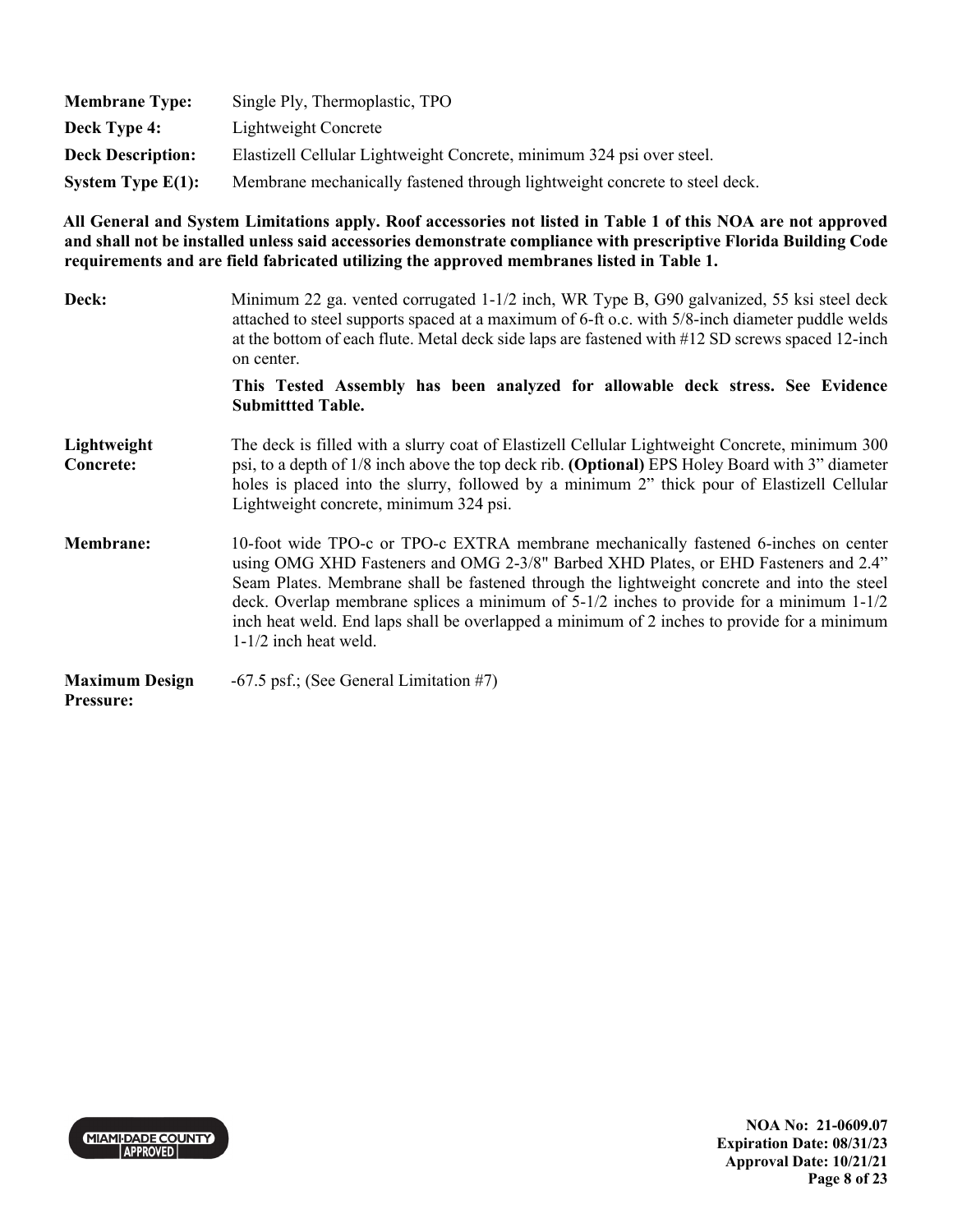**Membrane Type:** Single Ply, Thermoplastic, TPO

**Deck Type 4:** Lightweight Concrete

**Deck Description:** Elastizell Cellular Lightweight Concrete, minimum 324 psi over steel.

**System Type E(1):** Membrane mechanically fastened through lightweight concrete to steel deck.

**All General and System Limitations apply. Roof accessories not listed in Table 1 of this NOA are not approved and shall not be installed unless said accessories demonstrate compliance with prescriptive Florida Building Code requirements and are field fabricated utilizing the approved membranes listed in Table 1.**

**Deck:** Minimum 22 ga. vented corrugated 1-1/2 inch, WR Type B, G90 galvanized, 55 ksi steel deck attached to steel supports spaced at a maximum of 6-ft o.c. with 5/8-inch diameter puddle welds at the bottom of each flute. Metal deck side laps are fastened with #12 SD screws spaced 12-inch on center.

**This Tested Assembly has been analyzed for allowable deck stress. See Evidence Submittted Table.**

**Lightweight Concrete:** The deck is filled with a slurry coat of Elastizell Cellular Lightweight Concrete, minimum 300 psi, to a depth of 1/8 inch above the top deck rib. **(Optional)** EPS Holey Board with 3" diameter holes is placed into the slurry, followed by a minimum 2" thick pour of Elastizell Cellular Lightweight concrete, minimum 324 psi.

**Membrane:** 10-foot wide TPO-c or TPO-c EXTRA membrane mechanically fastened 6-inches on center using OMG XHD Fasteners and OMG 2-3/8" Barbed XHD Plates, or EHD Fasteners and 2.4" Seam Plates. Membrane shall be fastened through the lightweight concrete and into the steel deck. Overlap membrane splices a minimum of 5-1/2 inches to provide for a minimum 1-1/2 inch heat weld. End laps shall be overlapped a minimum of 2 inches to provide for a minimum 1-1/2 inch heat weld.

**Maximum Design Pressure:** -67.5 psf.; (See General Limitation #7)

NOA No: 21-0609.07
Expiration Date: 08/31/23
Approval Date: 10/21/21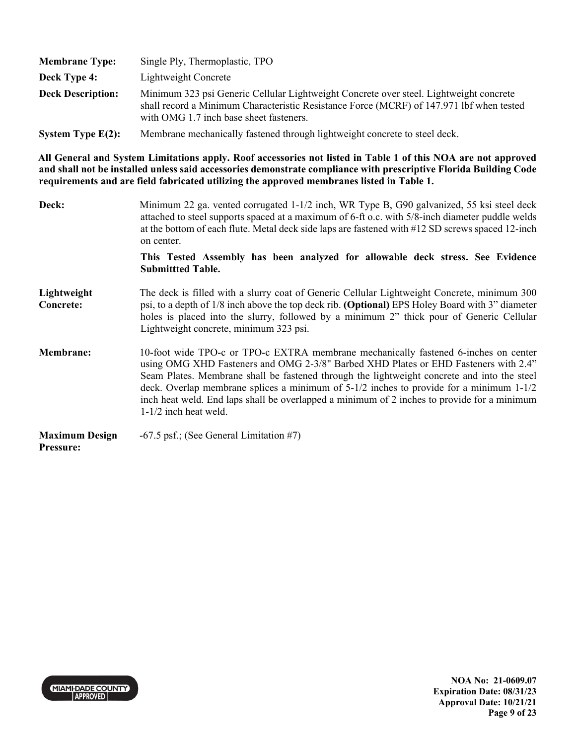| | |
|---|---|
| **Membrane Type:** | Single Ply, Thermoplastic, TPO |
| **Deck Type 4:** | Lightweight Concrete |
| **Deck Description:** | Minimum 323 psi Generic Cellular Lightweight Concrete over steel. Lightweight concrete shall record a Minimum Characteristic Resistance Force (MCRF) of 147.971 lbf when tested with OMG 1.7 inch base sheet fasteners. |
| **System Type E(2):** | Membrane mechanically fastened through lightweight concrete to steel deck. |

**All General and System Limitations apply. Roof accessories not listed in Table 1 of this NOA are not approved and shall not be installed unless said accessories demonstrate compliance with prescriptive Florida Building Code requirements and are field fabricated utilizing the approved membranes listed in Table 1.**

| | |
|---|---|
| **Deck:** | Minimum 22 ga. vented corrugated 1-1/2 inch, WR Type B, G90 galvanized, 55 ksi steel deck attached to steel supports spaced at a maximum of 6-ft o.c. with 5/8-inch diameter puddle welds at the bottom of each flute. Metal deck side laps are fastened with #12 SD screws spaced 12-inch on center.<br><br>**This Tested Assembly has been analyzed for allowable deck stress. See Evidence Submittted Table.** |
| **Lightweight Concrete:** | The deck is filled with a slurry coat of Generic Cellular Lightweight Concrete, minimum 300 psi, to a depth of 1/8 inch above the top deck rib. **(Optional)** EPS Holey Board with 3" diameter holes is placed into the slurry, followed by a minimum 2" thick pour of Generic Cellular Lightweight concrete, minimum 323 psi. |
| **Membrane:** | 10-foot wide TPO-c or TPO-c EXTRA membrane mechanically fastened 6-inches on center using OMG XHD Fasteners and OMG 2-3/8" Barbed XHD Plates or EHD Fasteners with 2.4" Seam Plates. Membrane shall be fastened through the lightweight concrete and into the steel deck. Overlap membrane splices a minimum of 5-1/2 inches to provide for a minimum 1-1/2 inch heat weld. End laps shall be overlapped a minimum of 2 inches to provide for a minimum 1-1/2 inch heat weld. |
| **Maximum Design Pressure:** | -67.5 psf.; (See General Limitation #7) |

**NOA No: 21-0609.07**
**Expiration Date: 08/31/23**
**Approval Date: 10/21/21**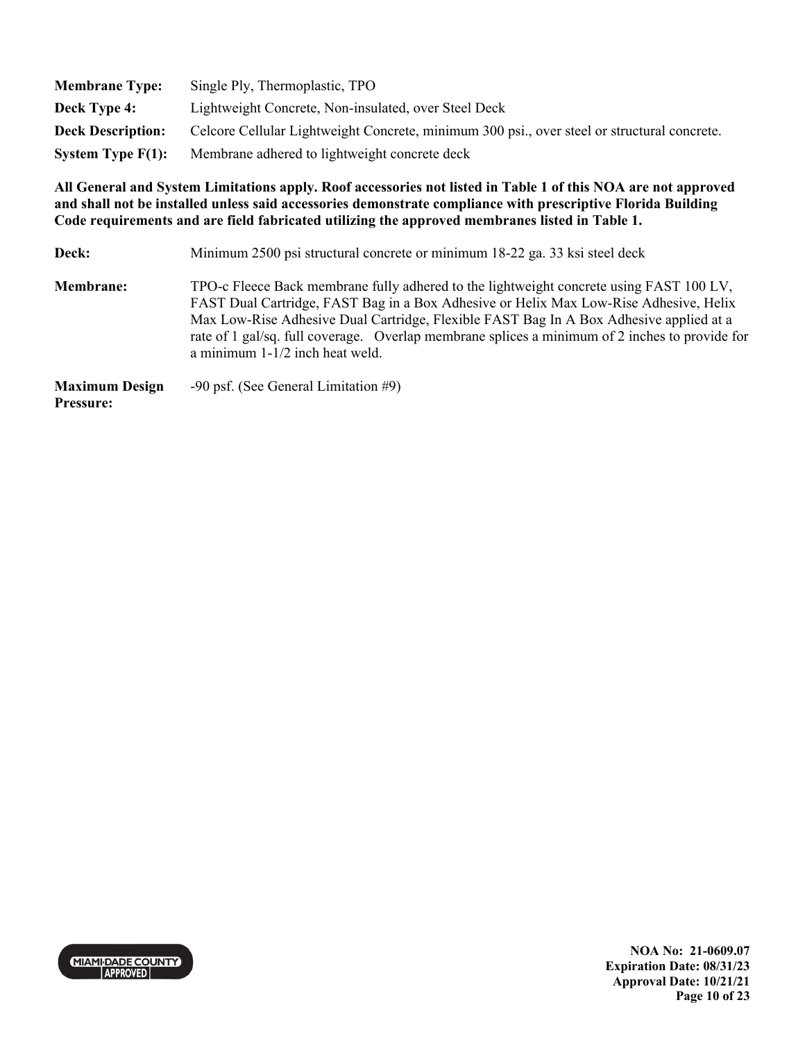**Membrane Type:** Single Ply, Thermoplastic, TPO

**Deck Type 4:** Lightweight Concrete, Non-insulated, over Steel Deck

**Deck Description:** Celcore Cellular Lightweight Concrete, minimum 300 psi., over steel or structural concrete.

**System Type F(1):** Membrane adhered to lightweight concrete deck

**All General and System Limitations apply. Roof accessories not listed in Table 1 of this NOA are not approved and shall not be installed unless said accessories demonstrate compliance with prescriptive Florida Building Code requirements and are field fabricated utilizing the approved membranes listed in Table 1.**

**Deck:** Minimum 2500 psi structural concrete or minimum 18-22 ga. 33 ksi steel deck

**Membrane:** TPO-c Fleece Back membrane fully adhered to the lightweight concrete using FAST 100 LV, FAST Dual Cartridge, FAST Bag in a Box Adhesive or Helix Max Low-Rise Adhesive, Helix Max Low-Rise Adhesive Dual Cartridge, Flexible FAST Bag In A Box Adhesive applied at a rate of 1 gal/sq. full coverage. Overlap membrane splices a minimum of 2 inches to provide for a minimum 1-1/2 inch heat weld.

**Maximum Design Pressure:** -90 psf. (See General Limitation #9)

NOA No: 21-0609.07
Expiration Date: 08/31/23
Approval Date: 10/21/21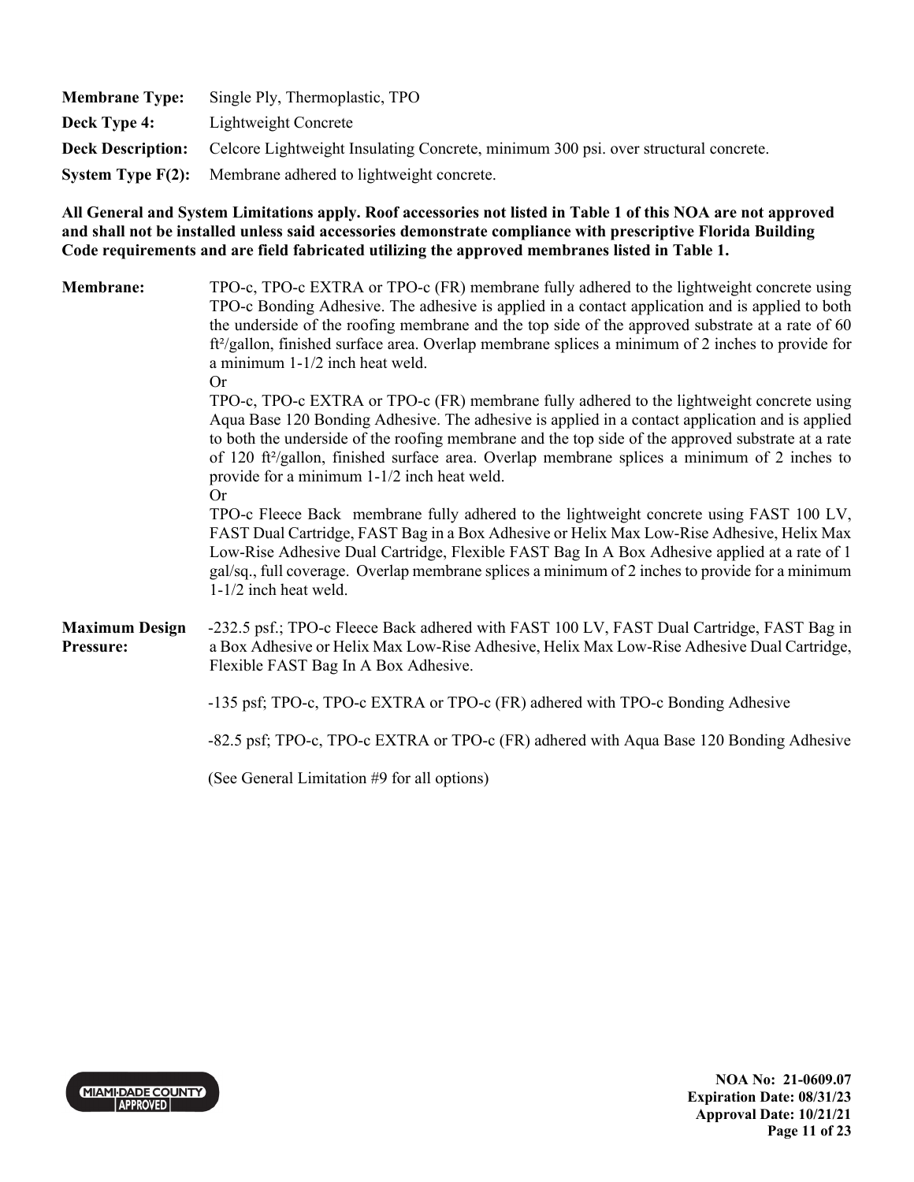**Membrane Type:** Single Ply, Thermoplastic, TPO

**Deck Type 4:** Lightweight Concrete

**Deck Description:** Celcore Lightweight Insulating Concrete, minimum 300 psi. over structural concrete.

**System Type F(2):** Membrane adhered to lightweight concrete.

**All General and System Limitations apply. Roof accessories not listed in Table 1 of this NOA are not approved and shall not be installed unless said accessories demonstrate compliance with prescriptive Florida Building Code requirements and are field fabricated utilizing the approved membranes listed in Table 1.**

**Membrane:** TPO-c, TPO-c EXTRA or TPO-c (FR) membrane fully adhered to the lightweight concrete using TPO-c Bonding Adhesive. The adhesive is applied in a contact application and is applied to both the underside of the roofing membrane and the top side of the approved substrate at a rate of 60 ft²/gallon, finished surface area. Overlap membrane splices a minimum of 2 inches to provide for a minimum 1-1/2 inch heat weld.

Or

TPO-c, TPO-c EXTRA or TPO-c (FR) membrane fully adhered to the lightweight concrete using Aqua Base 120 Bonding Adhesive. The adhesive is applied in a contact application and is applied to both the underside of the roofing membrane and the top side of the approved substrate at a rate of 120 ft²/gallon, finished surface area. Overlap membrane splices a minimum of 2 inches to provide for a minimum 1-1/2 inch heat weld.

Or

TPO-c Fleece Back membrane fully adhered to the lightweight concrete using FAST 100 LV, FAST Dual Cartridge, FAST Bag in a Box Adhesive or Helix Max Low-Rise Adhesive, Helix Max Low-Rise Adhesive Dual Cartridge, Flexible FAST Bag In A Box Adhesive applied at a rate of 1 gal/sq., full coverage. Overlap membrane splices a minimum of 2 inches to provide for a minimum 1-1/2 inch heat weld.

**Maximum Design Pressure:** -232.5 psf.; TPO-c Fleece Back adhered with FAST 100 LV, FAST Dual Cartridge, FAST Bag in a Box Adhesive or Helix Max Low-Rise Adhesive, Helix Max Low-Rise Adhesive Dual Cartridge, Flexible FAST Bag In A Box Adhesive.

-135 psf; TPO-c, TPO-c EXTRA or TPO-c (FR) adhered with TPO-c Bonding Adhesive

-82.5 psf; TPO-c, TPO-c EXTRA or TPO-c (FR) adhered with Aqua Base 120 Bonding Adhesive

(See General Limitation #9 for all options)

NOA No: 21-0609.07
Expiration Date: 08/31/23
Approval Date: 10/21/21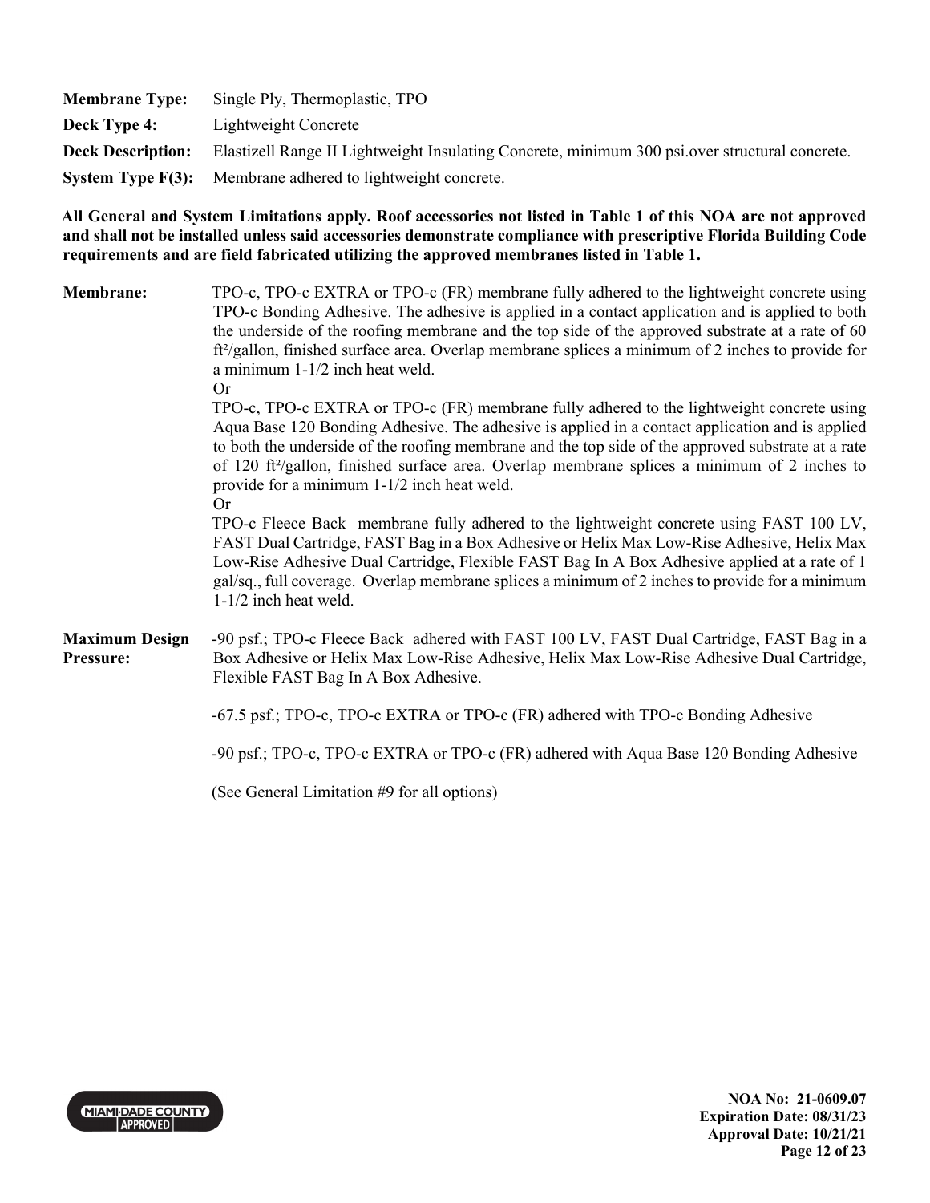**Membrane Type:** Single Ply, Thermoplastic, TPO

**Deck Type 4:** Lightweight Concrete

**Deck Description:** Elastizell Range II Lightweight Insulating Concrete, minimum 300 psi.over structural concrete.

**System Type F(3):** Membrane adhered to lightweight concrete.

**All General and System Limitations apply. Roof accessories not listed in Table 1 of this NOA are not approved and shall not be installed unless said accessories demonstrate compliance with prescriptive Florida Building Code requirements and are field fabricated utilizing the approved membranes listed in Table 1.**

**Membrane:** TPO-c, TPO-c EXTRA or TPO-c (FR) membrane fully adhered to the lightweight concrete using TPO-c Bonding Adhesive. The adhesive is applied in a contact application and is applied to both the underside of the roofing membrane and the top side of the approved substrate at a rate of 60 ft²/gallon, finished surface area. Overlap membrane splices a minimum of 2 inches to provide for a minimum 1-1/2 inch heat weld.

Or

TPO-c, TPO-c EXTRA or TPO-c (FR) membrane fully adhered to the lightweight concrete using Aqua Base 120 Bonding Adhesive. The adhesive is applied in a contact application and is applied to both the underside of the roofing membrane and the top side of the approved substrate at a rate of 120 ft²/gallon, finished surface area. Overlap membrane splices a minimum of 2 inches to provide for a minimum 1-1/2 inch heat weld.

Or

TPO-c Fleece Back membrane fully adhered to the lightweight concrete using FAST 100 LV, FAST Dual Cartridge, FAST Bag in a Box Adhesive or Helix Max Low-Rise Adhesive, Helix Max Low-Rise Adhesive Dual Cartridge, Flexible FAST Bag In A Box Adhesive applied at a rate of 1 gal/sq., full coverage. Overlap membrane splices a minimum of 2 inches to provide for a minimum 1-1/2 inch heat weld.

**Maximum Design Pressure:** -90 psf.; TPO-c Fleece Back adhered with FAST 100 LV, FAST Dual Cartridge, FAST Bag in a Box Adhesive or Helix Max Low-Rise Adhesive, Helix Max Low-Rise Adhesive Dual Cartridge, Flexible FAST Bag In A Box Adhesive.

-67.5 psf.; TPO-c, TPO-c EXTRA or TPO-c (FR) adhered with TPO-c Bonding Adhesive

-90 psf.; TPO-c, TPO-c EXTRA or TPO-c (FR) adhered with Aqua Base 120 Bonding Adhesive

(See General Limitation #9 for all options)

NOA No: 21-0609.07
Expiration Date: 08/31/23
Approval Date: 10/21/21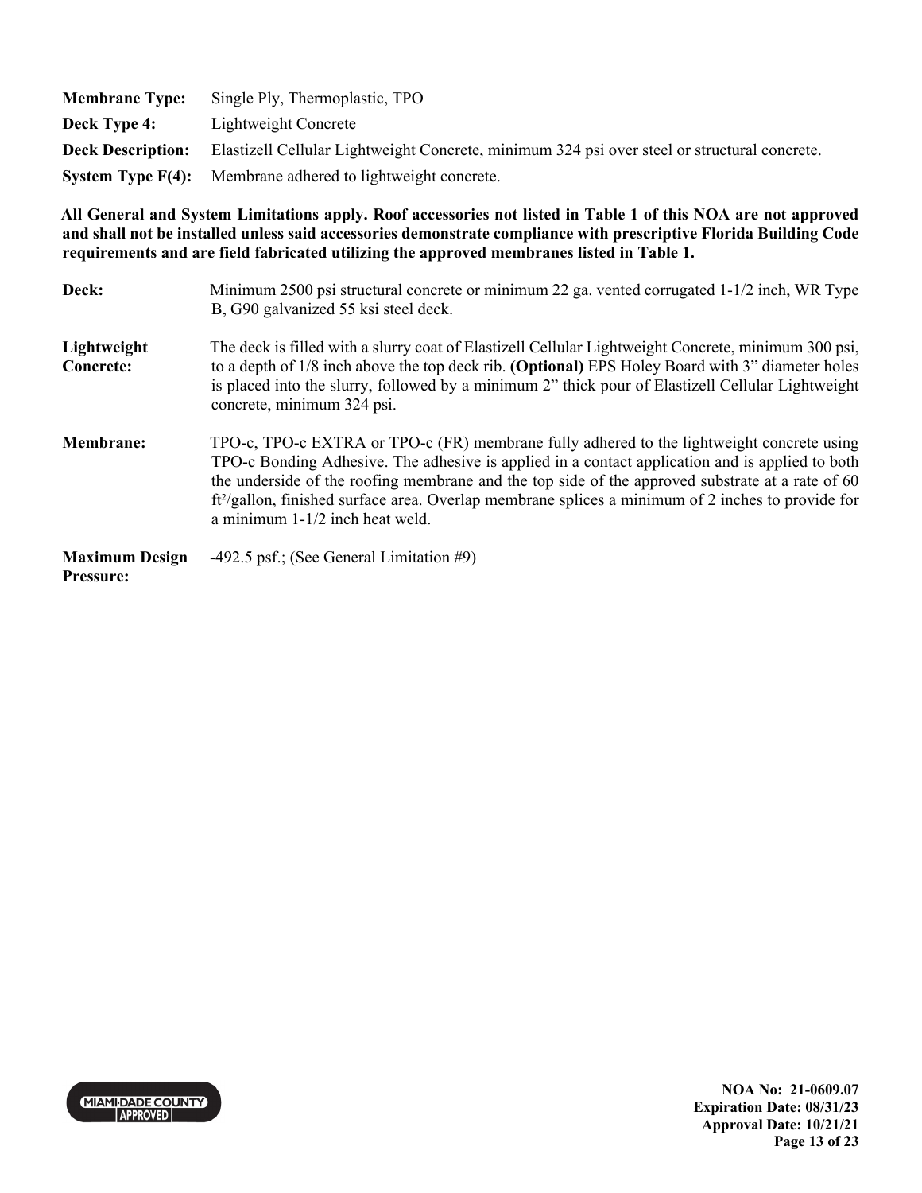**Membrane Type:** Single Ply, Thermoplastic, TPO

**Deck Type 4:** Lightweight Concrete

**Deck Description:** Elastizell Cellular Lightweight Concrete, minimum 324 psi over steel or structural concrete.

**System Type F(4):** Membrane adhered to lightweight concrete.

**All General and System Limitations apply. Roof accessories not listed in Table 1 of this NOA are not approved and shall not be installed unless said accessories demonstrate compliance with prescriptive Florida Building Code requirements and are field fabricated utilizing the approved membranes listed in Table 1.**

| | |
|---|---|
| **Deck:** | Minimum 2500 psi structural concrete or minimum 22 ga. vented corrugated 1-1/2 inch, WR Type B, G90 galvanized 55 ksi steel deck. |
| **Lightweight Concrete:** | The deck is filled with a slurry coat of Elastizell Cellular Lightweight Concrete, minimum 300 psi, to a depth of 1/8 inch above the top deck rib. **(Optional)** EPS Holey Board with 3" diameter holes is placed into the slurry, followed by a minimum 2" thick pour of Elastizell Cellular Lightweight concrete, minimum 324 psi. |
| **Membrane:** | TPO-c, TPO-c EXTRA or TPO-c (FR) membrane fully adhered to the lightweight concrete using TPO-c Bonding Adhesive. The adhesive is applied in a contact application and is applied to both the underside of the roofing membrane and the top side of the approved substrate at a rate of 60 ft²/gallon, finished surface area. Overlap membrane splices a minimum of 2 inches to provide for a minimum 1-1/2 inch heat weld. |
| **Maximum Design Pressure:** | -492.5 psf.; (See General Limitation #9) |

NOA No: 21-0609.07
Expiration Date: 08/31/23
Approval Date: 10/21/21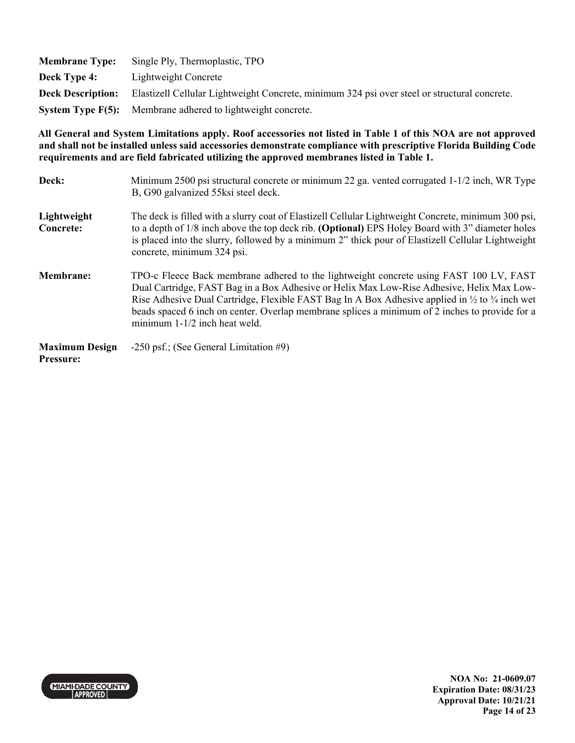**Membrane Type:** Single Ply, Thermoplastic, TPO

**Deck Type 4:** Lightweight Concrete

**Deck Description:** Elastizell Cellular Lightweight Concrete, minimum 324 psi over steel or structural concrete.

**System Type F(5):** Membrane adhered to lightweight concrete.

**All General and System Limitations apply. Roof accessories not listed in Table 1 of this NOA are not approved and shall not be installed unless said accessories demonstrate compliance with prescriptive Florida Building Code requirements and are field fabricated utilizing the approved membranes listed in Table 1.**

**Deck:** Minimum 2500 psi structural concrete or minimum 22 ga. vented corrugated 1-1/2 inch, WR Type B, G90 galvanized 55ksi steel deck.

**Lightweight Concrete:** The deck is filled with a slurry coat of Elastizell Cellular Lightweight Concrete, minimum 300 psi, to a depth of 1/8 inch above the top deck rib. **(Optional)** EPS Holey Board with 3" diameter holes is placed into the slurry, followed by a minimum 2" thick pour of Elastizell Cellular Lightweight concrete, minimum 324 psi.

**Membrane:** TPO-c Fleece Back membrane adhered to the lightweight concrete using FAST 100 LV, FAST Dual Cartridge, FAST Bag in a Box Adhesive or Helix Max Low-Rise Adhesive, Helix Max Low-Rise Adhesive Dual Cartridge, Flexible FAST Bag In A Box Adhesive applied in ½ to ¾ inch wet beads spaced 6 inch on center. Overlap membrane splices a minimum of 2 inches to provide for a minimum 1-1/2 inch heat weld.

**Maximum Design Pressure:** -250 psf.; (See General Limitation #9)

NOA No: 21-0609.07
Expiration Date: 08/31/23
Approval Date: 10/21/21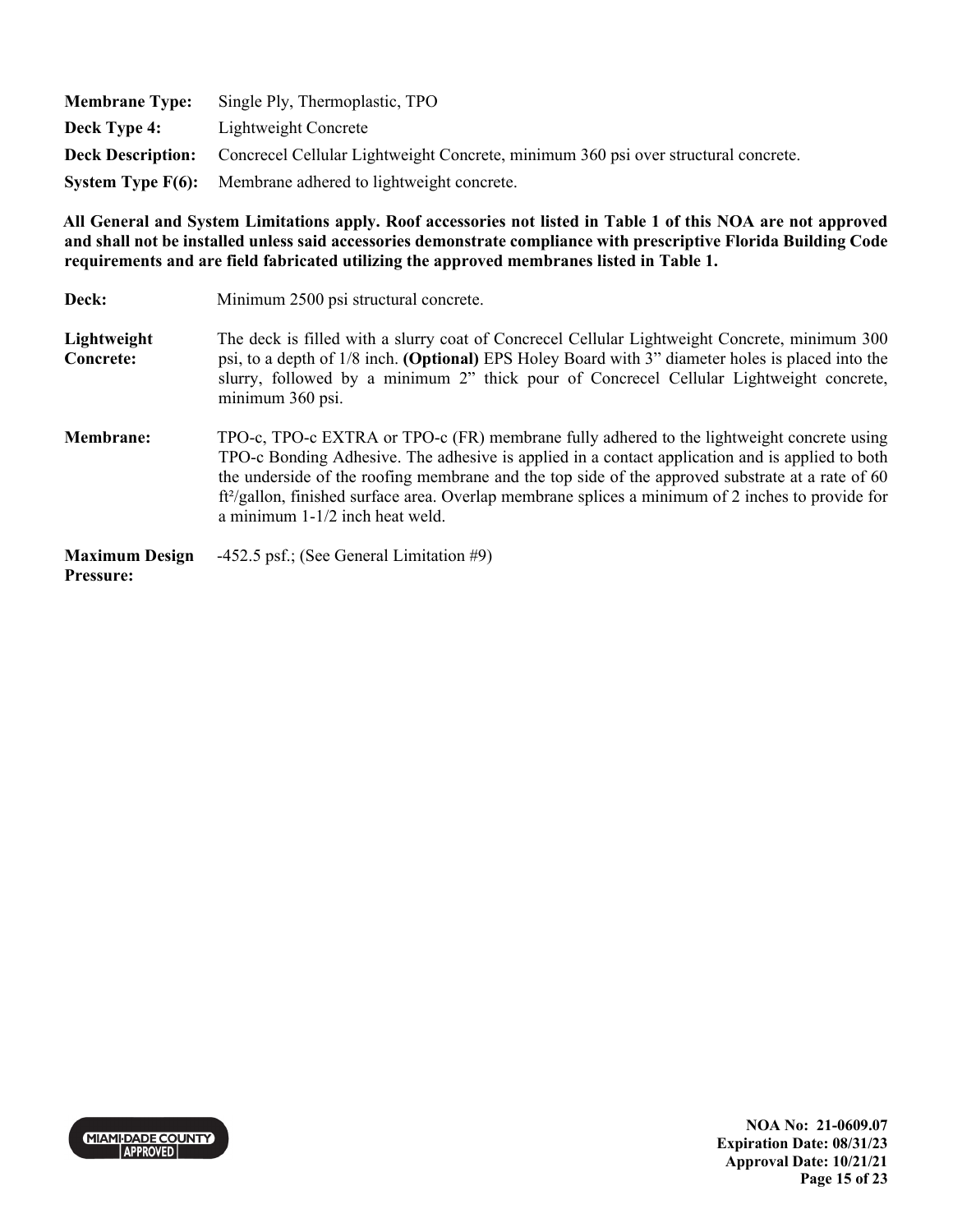**Membrane Type:** Single Ply, Thermoplastic, TPO

**Deck Type 4:** Lightweight Concrete

**Deck Description:** Concrecel Cellular Lightweight Concrete, minimum 360 psi over structural concrete.

**System Type F(6):** Membrane adhered to lightweight concrete.

**All General and System Limitations apply. Roof accessories not listed in Table 1 of this NOA are not approved and shall not be installed unless said accessories demonstrate compliance with prescriptive Florida Building Code requirements and are field fabricated utilizing the approved membranes listed in Table 1.**

**Deck:** Minimum 2500 psi structural concrete.

**Lightweight Concrete:** The deck is filled with a slurry coat of Concrecel Cellular Lightweight Concrete, minimum 300 psi, to a depth of 1/8 inch. **(Optional)** EPS Holey Board with 3" diameter holes is placed into the slurry, followed by a minimum 2" thick pour of Concrecel Cellular Lightweight concrete, minimum 360 psi.

**Membrane:** TPO-c, TPO-c EXTRA or TPO-c (FR) membrane fully adhered to the lightweight concrete using TPO-c Bonding Adhesive. The adhesive is applied in a contact application and is applied to both the underside of the roofing membrane and the top side of the approved substrate at a rate of 60 ft²/gallon, finished surface area. Overlap membrane splices a minimum of 2 inches to provide for a minimum 1-1/2 inch heat weld.

**Maximum Design Pressure:** -452.5 psf.; (See General Limitation #9)

NOA No: 21-0609.07
Expiration Date: 08/31/23
Approval Date: 10/21/21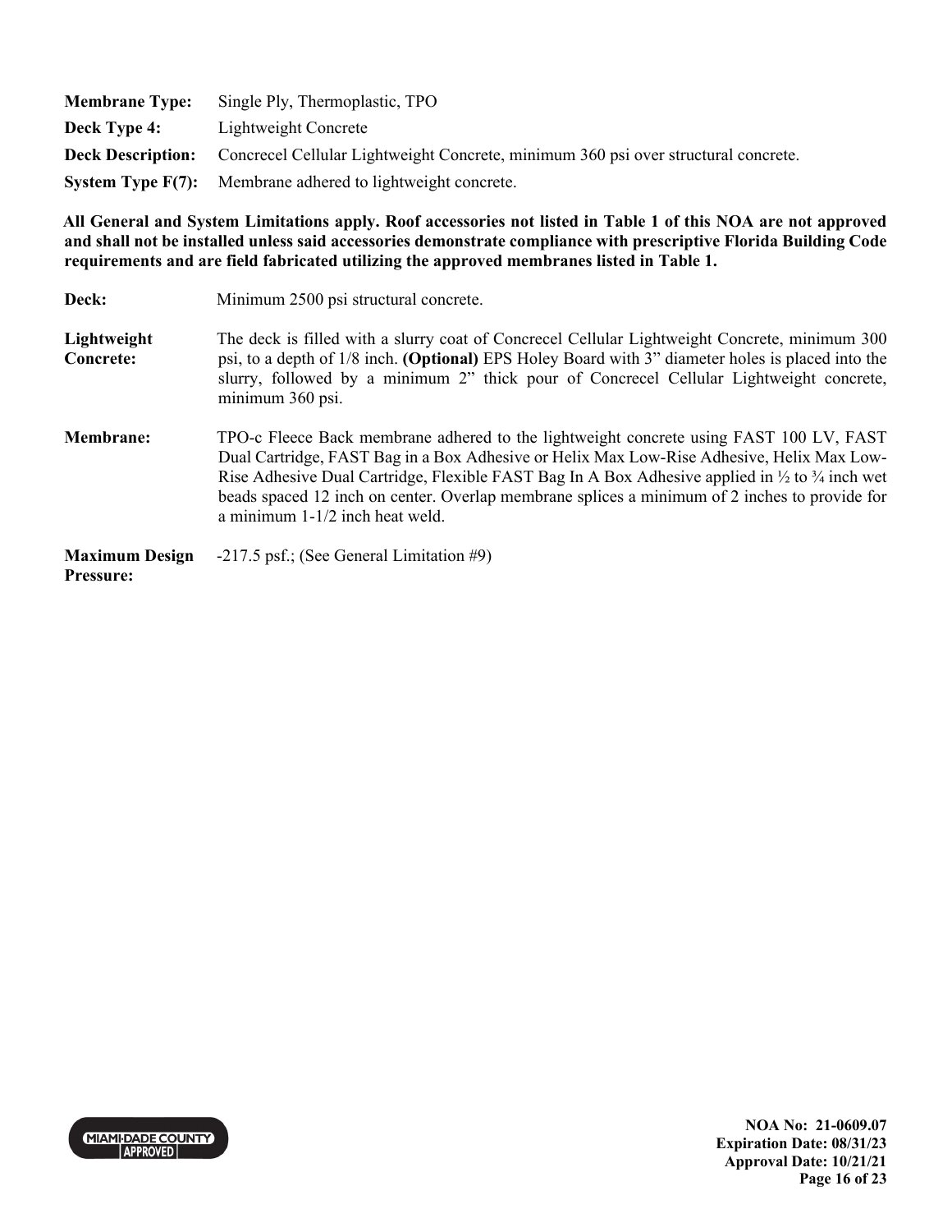**Membrane Type:** Single Ply, Thermoplastic, TPO

**Deck Type 4:** Lightweight Concrete

**Deck Description:** Concrecel Cellular Lightweight Concrete, minimum 360 psi over structural concrete.

**System Type F(7):** Membrane adhered to lightweight concrete.

**All General and System Limitations apply. Roof accessories not listed in Table 1 of this NOA are not approved and shall not be installed unless said accessories demonstrate compliance with prescriptive Florida Building Code requirements and are field fabricated utilizing the approved membranes listed in Table 1.**

**Deck:** Minimum 2500 psi structural concrete.

**Lightweight Concrete:** The deck is filled with a slurry coat of Concrecel Cellular Lightweight Concrete, minimum 300 psi, to a depth of 1/8 inch. **(Optional)** EPS Holey Board with 3" diameter holes is placed into the slurry, followed by a minimum 2" thick pour of Concrecel Cellular Lightweight concrete, minimum 360 psi.

**Membrane:** TPO-c Fleece Back membrane adhered to the lightweight concrete using FAST 100 LV, FAST Dual Cartridge, FAST Bag in a Box Adhesive or Helix Max Low-Rise Adhesive, Helix Max Low-Rise Adhesive Dual Cartridge, Flexible FAST Bag In A Box Adhesive applied in ½ to ¾ inch wet beads spaced 12 inch on center. Overlap membrane splices a minimum of 2 inches to provide for a minimum 1-1/2 inch heat weld.

**Maximum Design Pressure:** -217.5 psf.; (See General Limitation #9)

NOA No: 21-0609.07
Expiration Date: 08/31/23
Approval Date: 10/21/21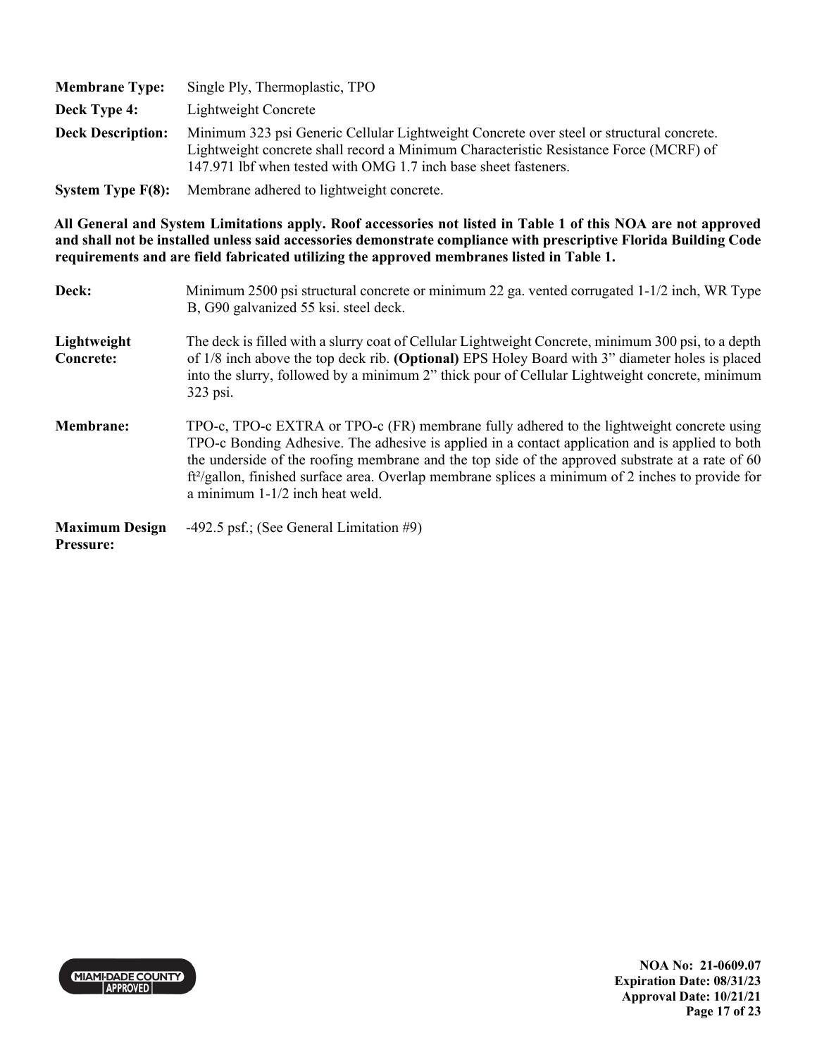**Membrane Type:** Single Ply, Thermoplastic, TPO

**Deck Type 4:** Lightweight Concrete

**Deck Description:** Minimum 323 psi Generic Cellular Lightweight Concrete over steel or structural concrete. Lightweight concrete shall record a Minimum Characteristic Resistance Force (MCRF) of 147.971 lbf when tested with OMG 1.7 inch base sheet fasteners.

**System Type F(8):** Membrane adhered to lightweight concrete.

**All General and System Limitations apply. Roof accessories not listed in Table 1 of this NOA are not approved and shall not be installed unless said accessories demonstrate compliance with prescriptive Florida Building Code requirements and are field fabricated utilizing the approved membranes listed in Table 1.**

**Deck:** Minimum 2500 psi structural concrete or minimum 22 ga. vented corrugated 1-1/2 inch, WR Type B, G90 galvanized 55 ksi. steel deck.

**Lightweight Concrete:** The deck is filled with a slurry coat of Cellular Lightweight Concrete, minimum 300 psi, to a depth of 1/8 inch above the top deck rib. **(Optional)** EPS Holey Board with 3" diameter holes is placed into the slurry, followed by a minimum 2" thick pour of Cellular Lightweight concrete, minimum 323 psi.

**Membrane:** TPO-c, TPO-c EXTRA or TPO-c (FR) membrane fully adhered to the lightweight concrete using TPO-c Bonding Adhesive. The adhesive is applied in a contact application and is applied to both the underside of the roofing membrane and the top side of the approved substrate at a rate of 60 ft²/gallon, finished surface area. Overlap membrane splices a minimum of 2 inches to provide for a minimum 1-1/2 inch heat weld.

**Maximum Design Pressure:** -492.5 psf.; (See General Limitation #9)

NOA No: 21-0609.07
Expiration Date: 08/31/23
Approval Date: 10/21/21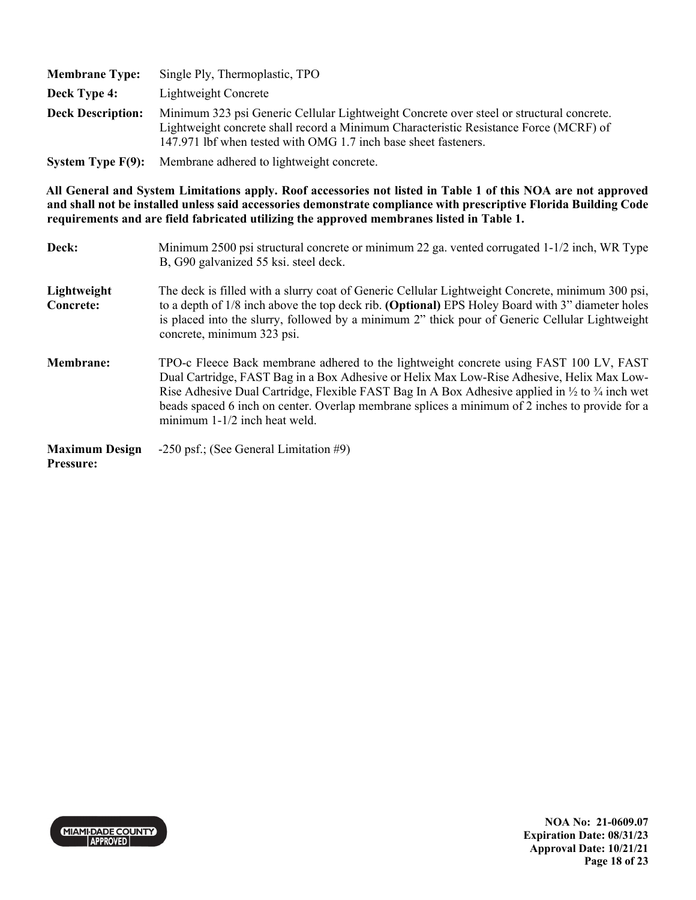**Membrane Type:** Single Ply, Thermoplastic, TPO

**Deck Type 4:** Lightweight Concrete

**Deck Description:** Minimum 323 psi Generic Cellular Lightweight Concrete over steel or structural concrete. Lightweight concrete shall record a Minimum Characteristic Resistance Force (MCRF) of 147.971 lbf when tested with OMG 1.7 inch base sheet fasteners.

**System Type F(9):** Membrane adhered to lightweight concrete.

**All General and System Limitations apply. Roof accessories not listed in Table 1 of this NOA are not approved and shall not be installed unless said accessories demonstrate compliance with prescriptive Florida Building Code requirements and are field fabricated utilizing the approved membranes listed in Table 1.**

**Deck:** Minimum 2500 psi structural concrete or minimum 22 ga. vented corrugated 1-1/2 inch, WR Type B, G90 galvanized 55 ksi. steel deck.

**Lightweight Concrete:** The deck is filled with a slurry coat of Generic Cellular Lightweight Concrete, minimum 300 psi, to a depth of 1/8 inch above the top deck rib. **(Optional)** EPS Holey Board with 3" diameter holes is placed into the slurry, followed by a minimum 2" thick pour of Generic Cellular Lightweight concrete, minimum 323 psi.

**Membrane:** TPO-c Fleece Back membrane adhered to the lightweight concrete using FAST 100 LV, FAST Dual Cartridge, FAST Bag in a Box Adhesive or Helix Max Low-Rise Adhesive, Helix Max Low-Rise Adhesive Dual Cartridge, Flexible FAST Bag In A Box Adhesive applied in ½ to ¾ inch wet beads spaced 6 inch on center. Overlap membrane splices a minimum of 2 inches to provide for a minimum 1-1/2 inch heat weld.

**Maximum Design Pressure:** -250 psf.; (See General Limitation #9)

NOA No: 21-0609.07
Expiration Date: 08/31/23
Approval Date: 10/21/21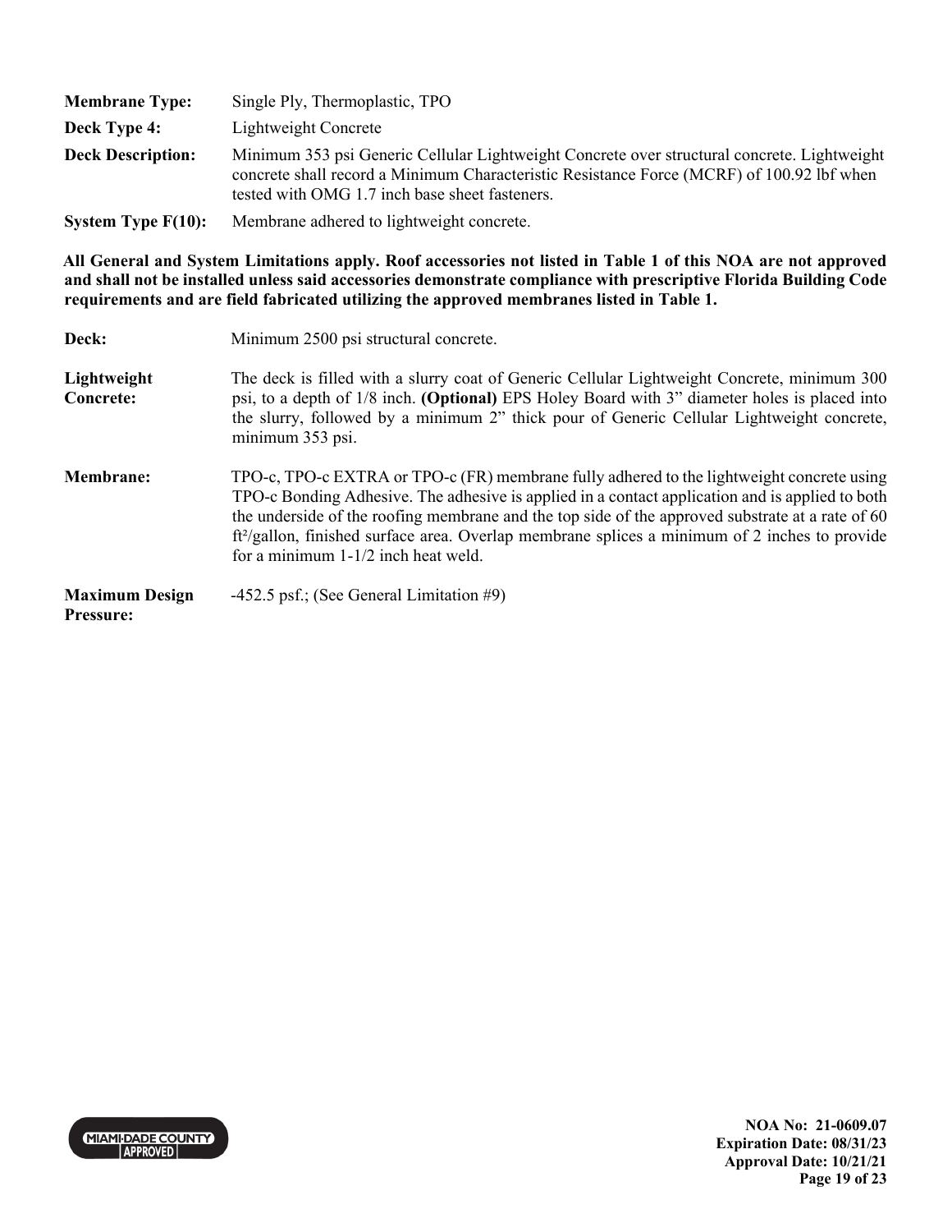**Membrane Type:** Single Ply, Thermoplastic, TPO

**Deck Type 4:** Lightweight Concrete

**Deck Description:** Minimum 353 psi Generic Cellular Lightweight Concrete over structural concrete. Lightweight concrete shall record a Minimum Characteristic Resistance Force (MCRF) of 100.92 lbf when tested with OMG 1.7 inch base sheet fasteners.

**System Type F(10):** Membrane adhered to lightweight concrete.

**All General and System Limitations apply. Roof accessories not listed in Table 1 of this NOA are not approved and shall not be installed unless said accessories demonstrate compliance with prescriptive Florida Building Code requirements and are field fabricated utilizing the approved membranes listed in Table 1.**

**Deck:** Minimum 2500 psi structural concrete.

**Lightweight Concrete:** The deck is filled with a slurry coat of Generic Cellular Lightweight Concrete, minimum 300 psi, to a depth of 1/8 inch. **(Optional)** EPS Holey Board with 3" diameter holes is placed into the slurry, followed by a minimum 2" thick pour of Generic Cellular Lightweight concrete, minimum 353 psi.

**Membrane:** TPO-c, TPO-c EXTRA or TPO-c (FR) membrane fully adhered to the lightweight concrete using TPO-c Bonding Adhesive. The adhesive is applied in a contact application and is applied to both the underside of the roofing membrane and the top side of the approved substrate at a rate of 60 ft²/gallon, finished surface area. Overlap membrane splices a minimum of 2 inches to provide for a minimum 1-1/2 inch heat weld.

**Maximum Design Pressure:** -452.5 psf.; (See General Limitation #9)

NOA No: 21-0609.07
Expiration Date: 08/31/23
Approval Date: 10/21/21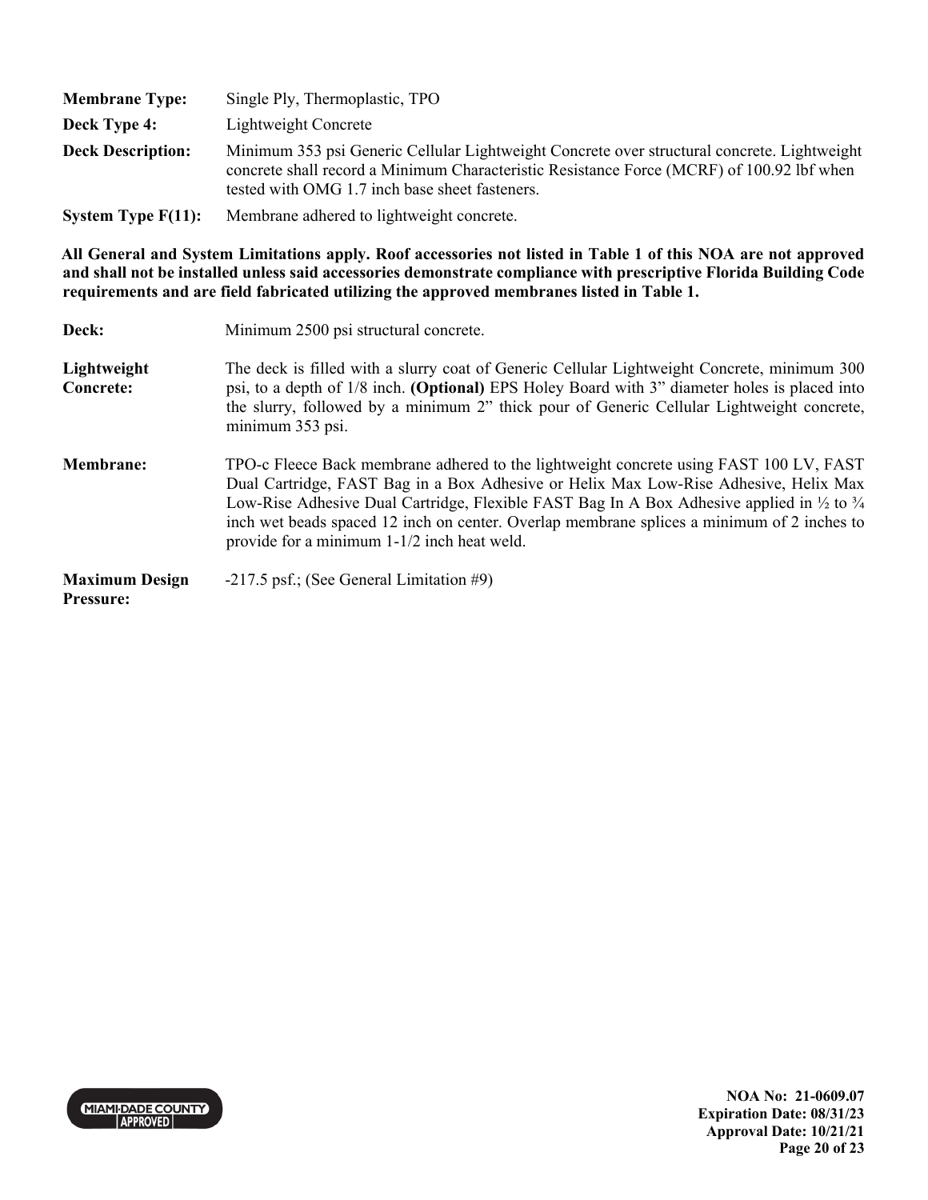| | |
|---|---|
| **Membrane Type:** | Single Ply, Thermoplastic, TPO |
| **Deck Type 4:** | Lightweight Concrete |
| **Deck Description:** | Minimum 353 psi Generic Cellular Lightweight Concrete over structural concrete. Lightweight concrete shall record a Minimum Characteristic Resistance Force (MCRF) of 100.92 lbf when tested with OMG 1.7 inch base sheet fasteners. |
| **System Type F(11):** | Membrane adhered to lightweight concrete. |

**All General and System Limitations apply. Roof accessories not listed in Table 1 of this NOA are not approved and shall not be installed unless said accessories demonstrate compliance with prescriptive Florida Building Code requirements and are field fabricated utilizing the approved membranes listed in Table 1.**

| | |
|---|---|
| **Deck:** | Minimum 2500 psi structural concrete. |
| **Lightweight Concrete:** | The deck is filled with a slurry coat of Generic Cellular Lightweight Concrete, minimum 300 psi, to a depth of 1/8 inch. **(Optional)** EPS Holey Board with 3" diameter holes is placed into the slurry, followed by a minimum 2" thick pour of Generic Cellular Lightweight concrete, minimum 353 psi. |
| **Membrane:** | TPO-c Fleece Back membrane adhered to the lightweight concrete using FAST 100 LV, FAST Dual Cartridge, FAST Bag in a Box Adhesive or Helix Max Low-Rise Adhesive, Helix Max Low-Rise Adhesive Dual Cartridge, Flexible FAST Bag In A Box Adhesive applied in ½ to ¾ inch wet beads spaced 12 inch on center. Overlap membrane splices a minimum of 2 inches to provide for a minimum 1-1/2 inch heat weld. |
| **Maximum Design Pressure:** | -217.5 psf.; (See General Limitation #9) |

NOA No: 21-0609.07
Expiration Date: 08/31/23
Approval Date: 10/21/21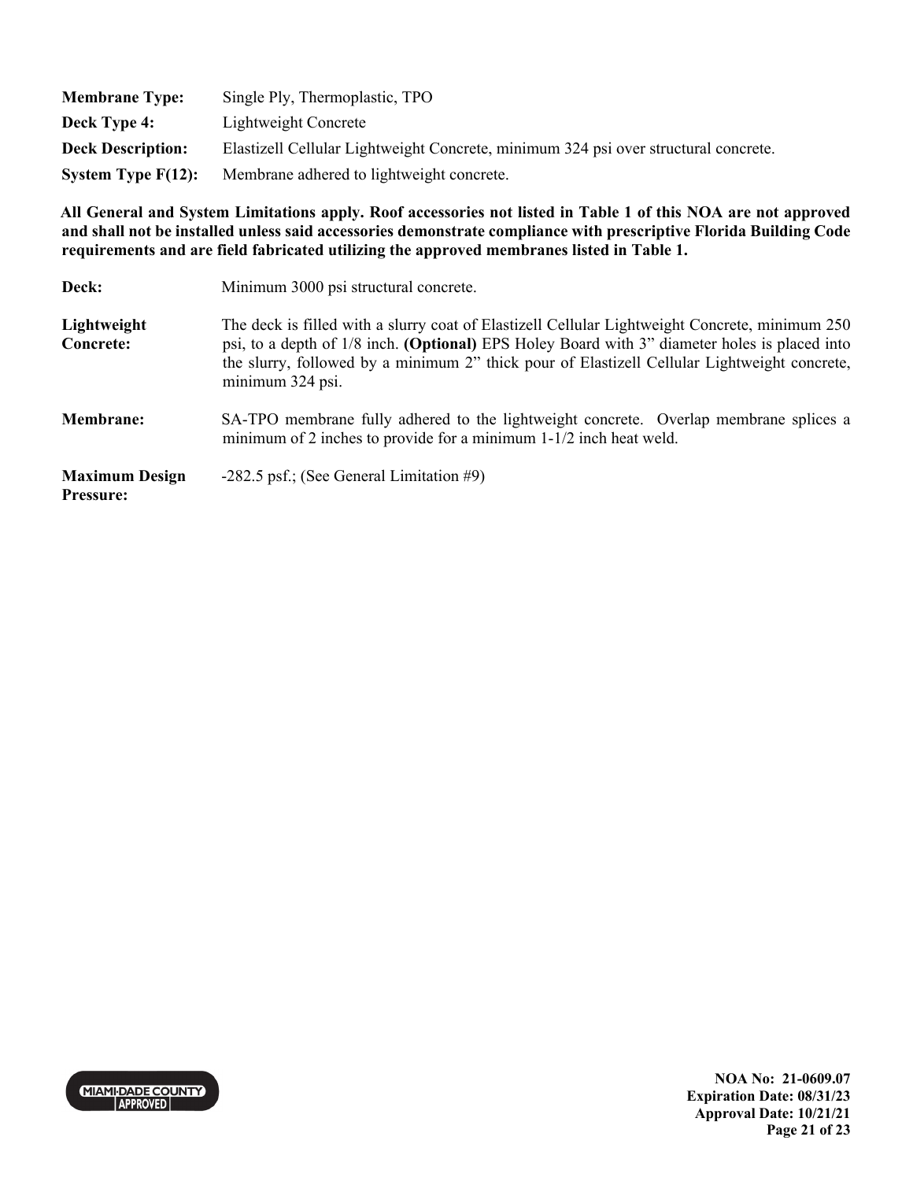| | |
|---|---|
| **Membrane Type:** | Single Ply, Thermoplastic, TPO |
| **Deck Type 4:** | Lightweight Concrete |
| **Deck Description:** | Elastizell Cellular Lightweight Concrete, minimum 324 psi over structural concrete. |
| **System Type F(12):** | Membrane adhered to lightweight concrete. |

**All General and System Limitations apply. Roof accessories not listed in Table 1 of this NOA are not approved and shall not be installed unless said accessories demonstrate compliance with prescriptive Florida Building Code requirements and are field fabricated utilizing the approved membranes listed in Table 1.**

| | |
|---|---|
| **Deck:** | Minimum 3000 psi structural concrete. |
| **Lightweight Concrete:** | The deck is filled with a slurry coat of Elastizell Cellular Lightweight Concrete, minimum 250 psi, to a depth of 1/8 inch. **(Optional)** EPS Holey Board with 3" diameter holes is placed into the slurry, followed by a minimum 2" thick pour of Elastizell Cellular Lightweight concrete, minimum 324 psi. |
| **Membrane:** | SA-TPO membrane fully adhered to the lightweight concrete. Overlap membrane splices a minimum of 2 inches to provide for a minimum 1-1/2 inch heat weld. |
| **Maximum Design Pressure:** | -282.5 psf.; (See General Limitation #9) |

**NOA No: 21-0609.07**
**Expiration Date: 08/31/23**
**Approval Date: 10/21/21**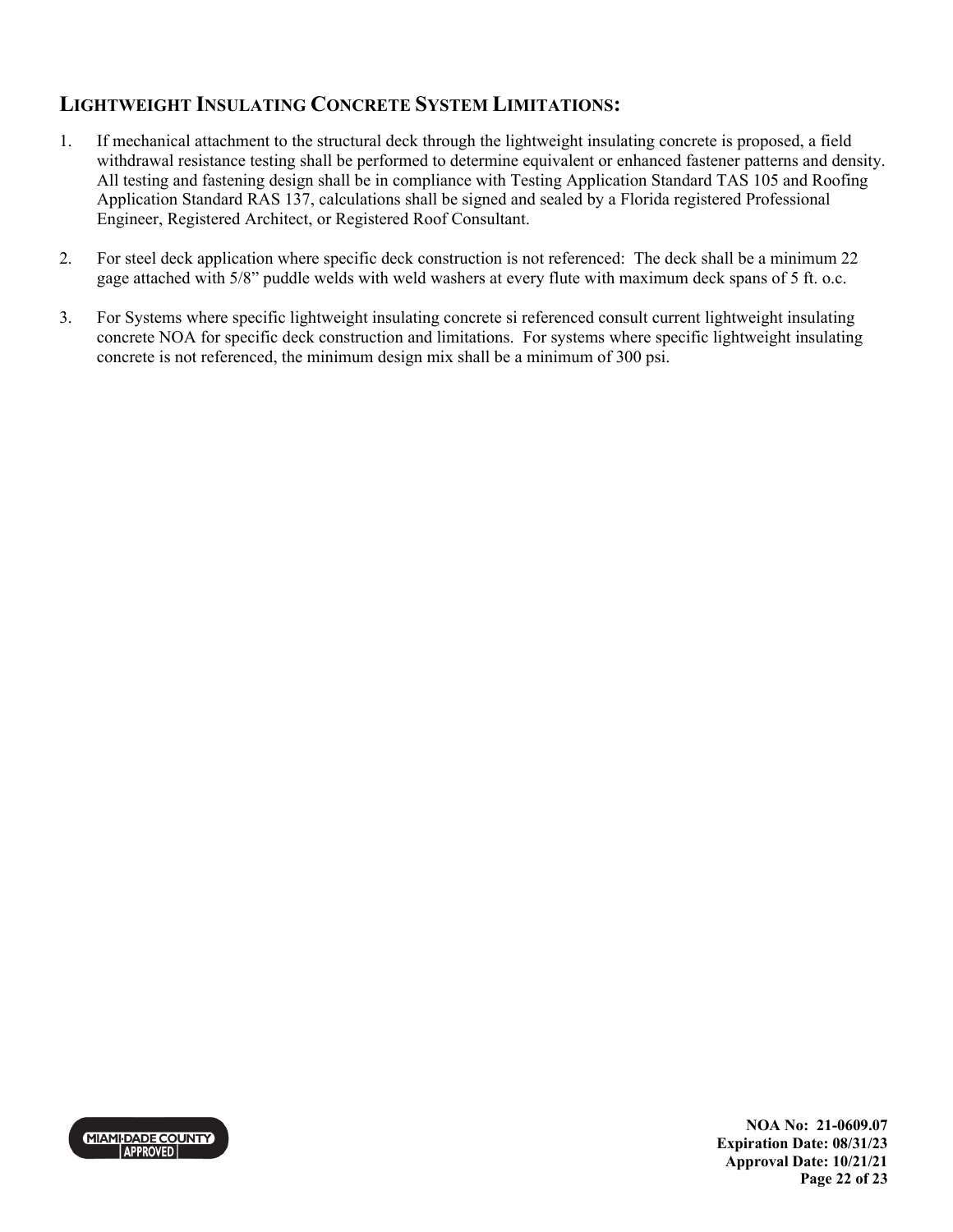## LIGHTWEIGHT INSULATING CONCRETE SYSTEM LIMITATIONS:

1. If mechanical attachment to the structural deck through the lightweight insulating concrete is proposed, a field withdrawal resistance testing shall be performed to determine equivalent or enhanced fastener patterns and density. All testing and fastening design shall be in compliance with Testing Application Standard TAS 105 and Roofing Application Standard RAS 137, calculations shall be signed and sealed by a Florida registered Professional Engineer, Registered Architect, or Registered Roof Consultant.

2. For steel deck application where specific deck construction is not referenced: The deck shall be a minimum 22 gage attached with 5/8" puddle welds with weld washers at every flute with maximum deck spans of 5 ft. o.c.

3. For Systems where specific lightweight insulating concrete si referenced consult current lightweight insulating concrete NOA for specific deck construction and limitations. For systems where specific lightweight insulating concrete is not referenced, the minimum design mix shall be a minimum of 300 psi.

**NOA No: 21-0609.07**
**Expiration Date: 08/31/23**
**Approval Date: 10/21/21**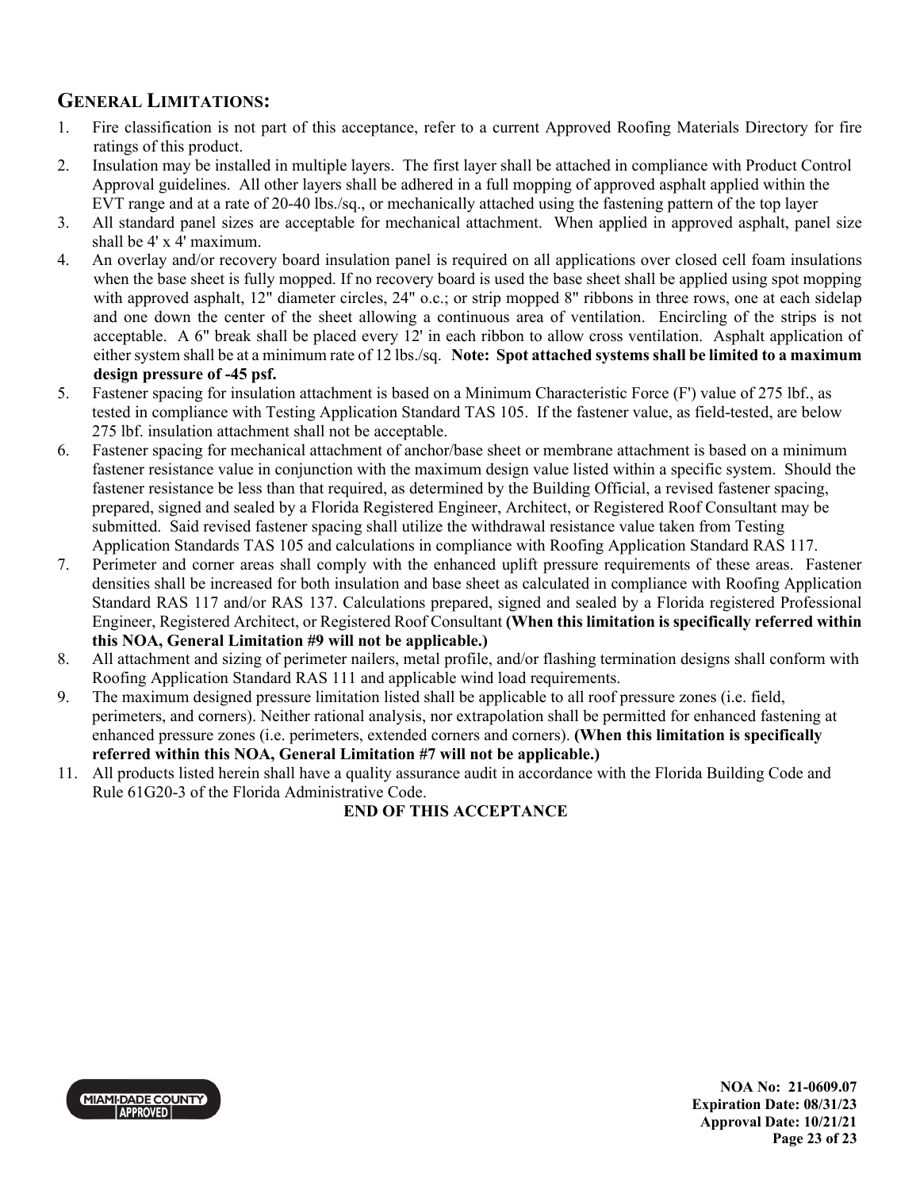## GENERAL LIMITATIONS:

1. Fire classification is not part of this acceptance, refer to a current Approved Roofing Materials Directory for fire ratings of this product.
2. Insulation may be installed in multiple layers. The first layer shall be attached in compliance with Product Control Approval guidelines. All other layers shall be adhered in a full mopping of approved asphalt applied within the EVT range and at a rate of 20-40 lbs./sq., or mechanically attached using the fastening pattern of the top layer
3. All standard panel sizes are acceptable for mechanical attachment. When applied in approved asphalt, panel size shall be 4' x 4' maximum.
4. An overlay and/or recovery board insulation panel is required on all applications over closed cell foam insulations when the base sheet is fully mopped. If no recovery board is used the base sheet shall be applied using spot mopping with approved asphalt, 12" diameter circles, 24" o.c.; or strip mopped 8" ribbons in three rows, one at each sidelap and one down the center of the sheet allowing a continuous area of ventilation. Encircling of the strips is not acceptable. A 6" break shall be placed every 12' in each ribbon to allow cross ventilation. Asphalt application of either system shall be at a minimum rate of 12 lbs./sq. **Note: Spot attached systems shall be limited to a maximum design pressure of -45 psf.**
5. Fastener spacing for insulation attachment is based on a Minimum Characteristic Force (F') value of 275 lbf., as tested in compliance with Testing Application Standard TAS 105. If the fastener value, as field-tested, are below 275 lbf. insulation attachment shall not be acceptable.
6. Fastener spacing for mechanical attachment of anchor/base sheet or membrane attachment is based on a minimum fastener resistance value in conjunction with the maximum design value listed within a specific system. Should the fastener resistance be less than that required, as determined by the Building Official, a revised fastener spacing, prepared, signed and sealed by a Florida Registered Engineer, Architect, or Registered Roof Consultant may be submitted. Said revised fastener spacing shall utilize the withdrawal resistance value taken from Testing Application Standards TAS 105 and calculations in compliance with Roofing Application Standard RAS 117.
7. Perimeter and corner areas shall comply with the enhanced uplift pressure requirements of these areas. Fastener densities shall be increased for both insulation and base sheet as calculated in compliance with Roofing Application Standard RAS 117 and/or RAS 137. Calculations prepared, signed and sealed by a Florida registered Professional Engineer, Registered Architect, or Registered Roof Consultant **(When this limitation is specifically referred within this NOA, General Limitation #9 will not be applicable.)**
8. All attachment and sizing of perimeter nailers, metal profile, and/or flashing termination designs shall conform with Roofing Application Standard RAS 111 and applicable wind load requirements.
9. The maximum designed pressure limitation listed shall be applicable to all roof pressure zones (i.e. field, perimeters, and corners). Neither rational analysis, nor extrapolation shall be permitted for enhanced fastening at enhanced pressure zones (i.e. perimeters, extended corners and corners). **(When this limitation is specifically referred within this NOA, General Limitation #7 will not be applicable.)**
11. All products listed herein shall have a quality assurance audit in accordance with the Florida Building Code and Rule 61G20-3 of the Florida Administrative Code.

**END OF THIS ACCEPTANCE**

MIAMI-DADE COUNTY APPROVED

**NOA No: 21-0609.07**
**Expiration Date: 08/31/23**
**Approval Date: 10/21/21**